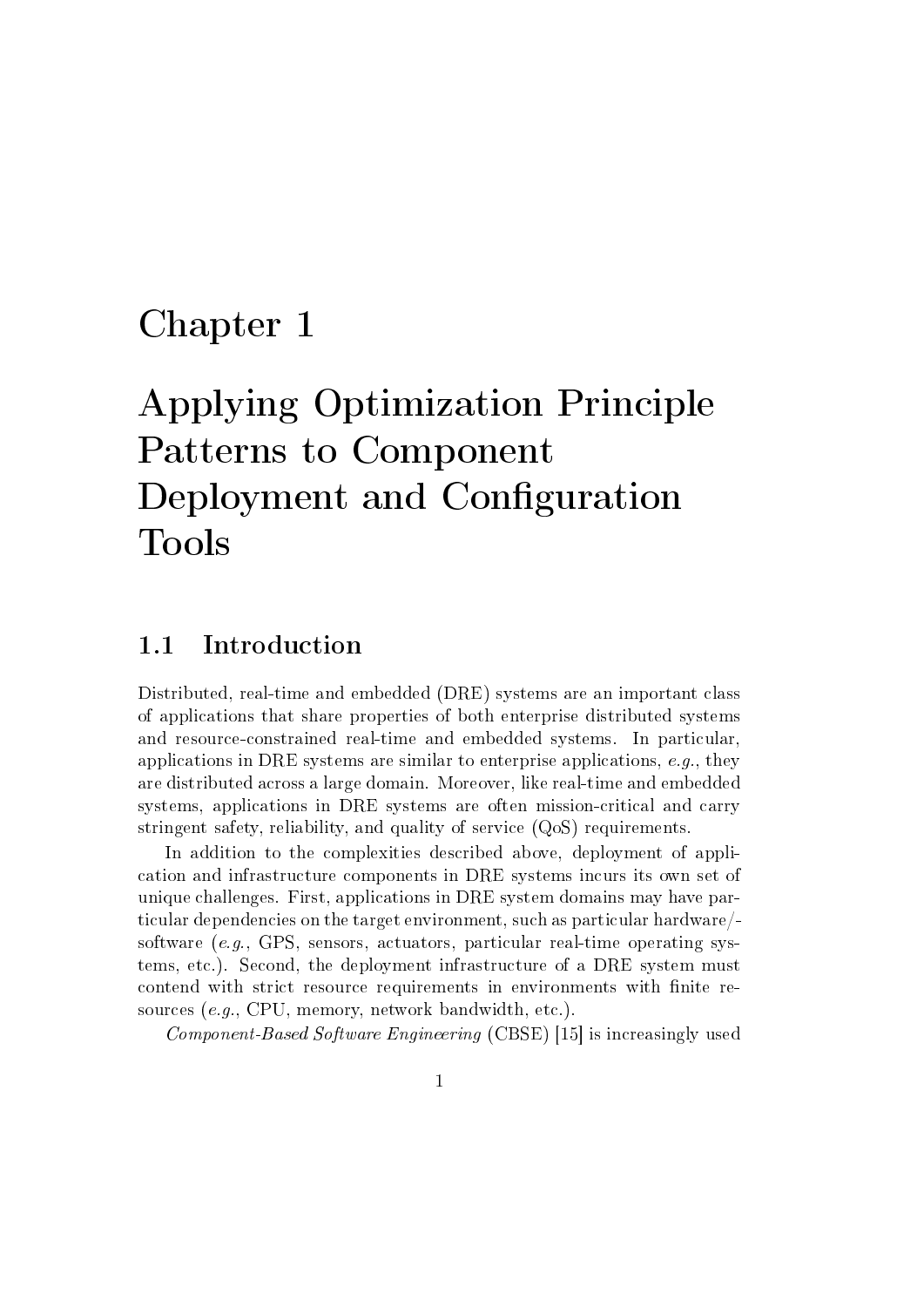# Chapter 1

# Applying Optimization Principle Patterns to Component Deployment and Configuration Tools

## 1.1 Introduction

Distributed, real-time and embedded (DRE) systems are an important class of applications that share properties of both enterprise distributed systems and resource-constrained real-time and embedded systems. In particular, applications in DRE systems are similar to enterprise applications, *e.g.*, they are distributed across a large domain. Moreover, like real-time and embedded systems, applications in DRE systems are often mission-critical and carry stringent safety, reliability, and quality of service (QoS) requirements.

In addition to the complexities described above, deployment of application and infrastructure components in DRE systems incurs its own set of unique challenges. First, applications in DRE system domains may have particular dependencies on the target environment, such as particular hardware/software (*e.g.*, GPS, sensors, actuators, particular real-time operating systems, etc.). Second, the deployment infrastructure of a DRE system must contend with strict resource requirements in environments with finite resources (*e.g.*, CPU, memory, network bandwidth, etc.).

*Component-Based Software Engineering* (CBSE) [15] is increasingly used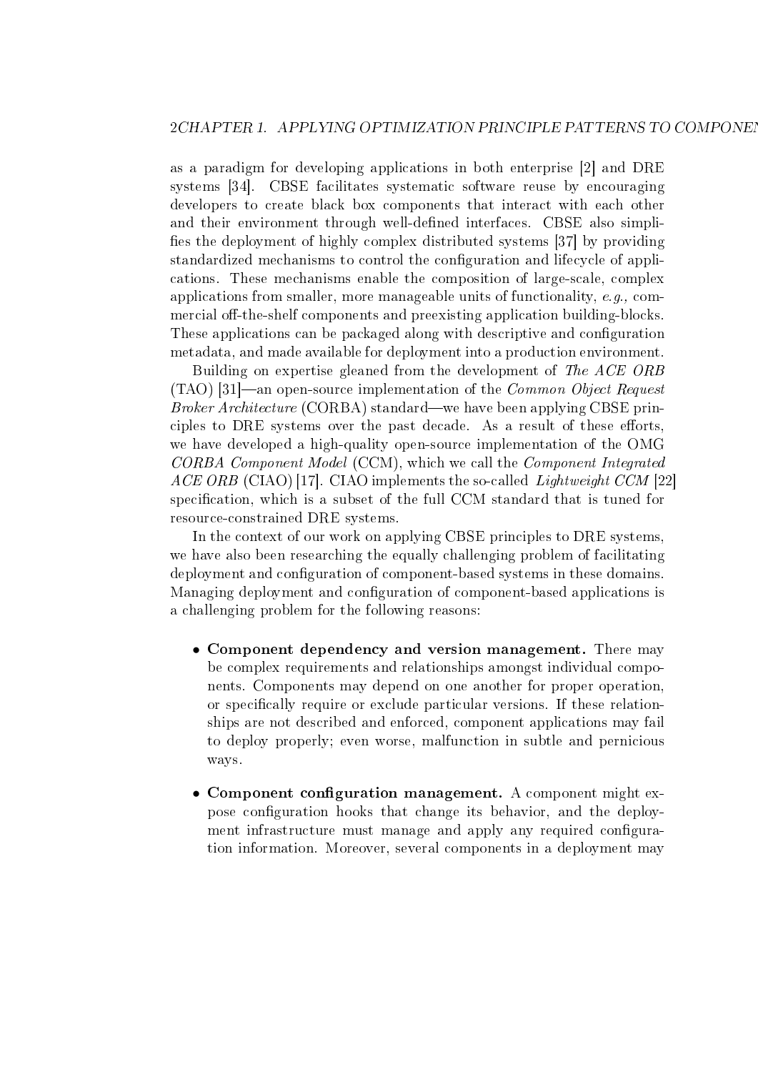as a paradigm for developing applications in both enterprise [2] and DRE systems [34]. CBSE facilitates systematic software reuse by encouraging developers to create black box components that interact with each other and their environment through well-defined interfaces. CBSE also simplifies the deployment of highly complex distributed systems [37] by providing standardized mechanisms to control the configuration and lifecycle of applications. These mechanisms enable the composition of large-scale, complex applications from smaller, more manageable units of functionality, *e.g.,* commercial off-the-shelf components and preexisting application building-blocks. These applications can be packaged along with descriptive and configuration metadata, and made available for deployment into a production environment.

Building on expertise gleaned from the development of *The ACE ORB* (TAO) [31]—an open-source implementation of the *Common Object Request Broker Architecture* (CORBA) standard—we have been applying CBSE principles to DRE systems over the past decade. As a result of these efforts, we have developed a high-quality open-source implementation of the OMG *CORBA Component Model* (CCM), which we call the *Component Integrated ACE ORB* (CIAO) [17]. CIAO implements the so-called *Lightweight CCM* [22] specification, which is a subset of the full CCM standard that is tuned for resource-constrained DRE systems.

In the context of our work on applying CBSE principles to DRE systems, we have also been researching the equally challenging problem of facilitating deployment and configuration of component-based systems in these domains. Managing deployment and configuration of component-based applications is a challenging problem for the following reasons:

- **Component dependency and version management.** There may be complex requirements and relationships amongst individual components. Components may depend on one another for proper operation, or specifically require or exclude particular versions. If these relationships are not described and enforced, component applications may fail to deploy properly; even worse, malfunction in subtle and pernicious ways.

- **Component configuration management.** A component might expose configuration hooks that change its behavior, and the deployment infrastructure must manage and apply any required configuration information. Moreover, several components in a deployment may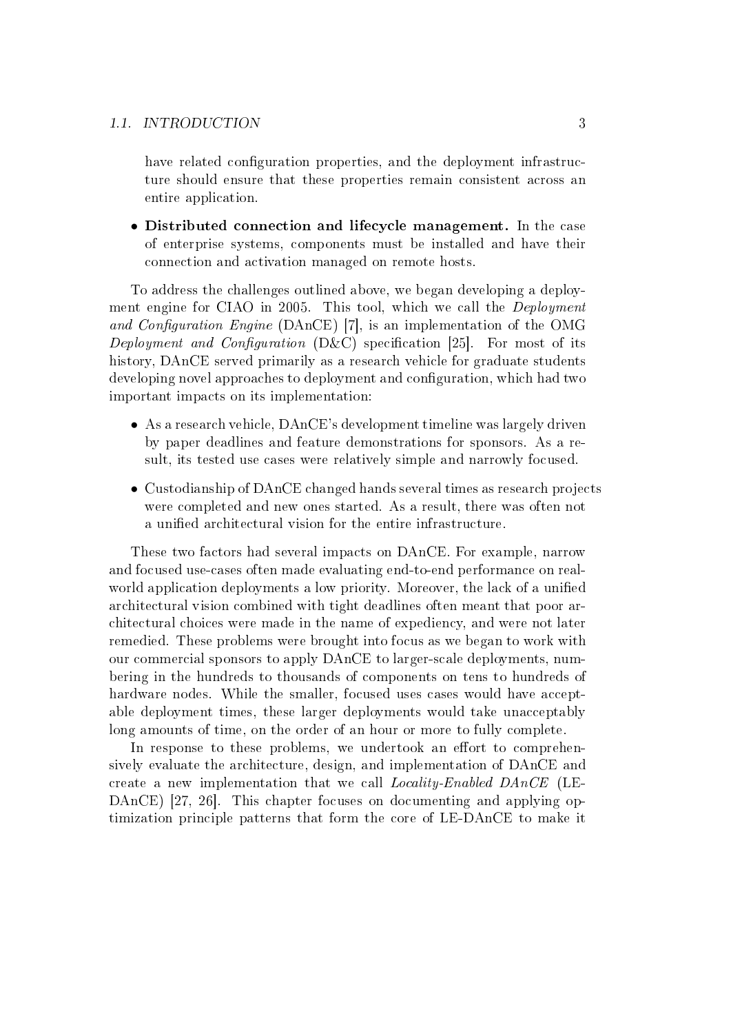have related configuration properties, and the deployment infrastructure should ensure that these properties remain consistent across an entire application.

- **Distributed connection and lifecycle management.** In the case of enterprise systems, components must be installed and have their connection and activation managed on remote hosts.

To address the challenges outlined above, we began developing a deployment engine for CIAO in 2005. This tool, which we call the *Deployment and Configuration Engine* (DAnCE) [7], is an implementation of the OMG *Deployment and Configuration* (D&C) specification [25]. For most of its history, DAnCE served primarily as a research vehicle for graduate students developing novel approaches to deployment and configuration, which had two important impacts on its implementation:

- As a research vehicle, DAnCE's development timeline was largely driven by paper deadlines and feature demonstrations for sponsors. As a result, its tested use cases were relatively simple and narrowly focused.
- Custodianship of DAnCE changed hands several times as research projects were completed and new ones started. As a result, there was often not a unified architectural vision for the entire infrastructure.

These two factors had several impacts on DAnCE. For example, narrow and focused use-cases often made evaluating end-to-end performance on real-world application deployments a low priority. Moreover, the lack of a unified architectural vision combined with tight deadlines often meant that poor architectural choices were made in the name of expediency, and were not later remedied. These problems were brought into focus as we began to work with our commercial sponsors to apply DAnCE to larger-scale deployments, numbering in the hundreds to thousands of components on tens to hundreds of hardware nodes. While the smaller, focused uses cases would have acceptable deployment times, these larger deployments would take unacceptably long amounts of time, on the order of an hour or more to fully complete.

In response to these problems, we undertook an effort to comprehensively evaluate the architecture, design, and implementation of DAnCE and create a new implementation that we call *Locality-Enabled DAnCE* (LE-DAnCE) [27, 26]. This chapter focuses on documenting and applying optimization principle patterns that form the core of LE-DAnCE to make it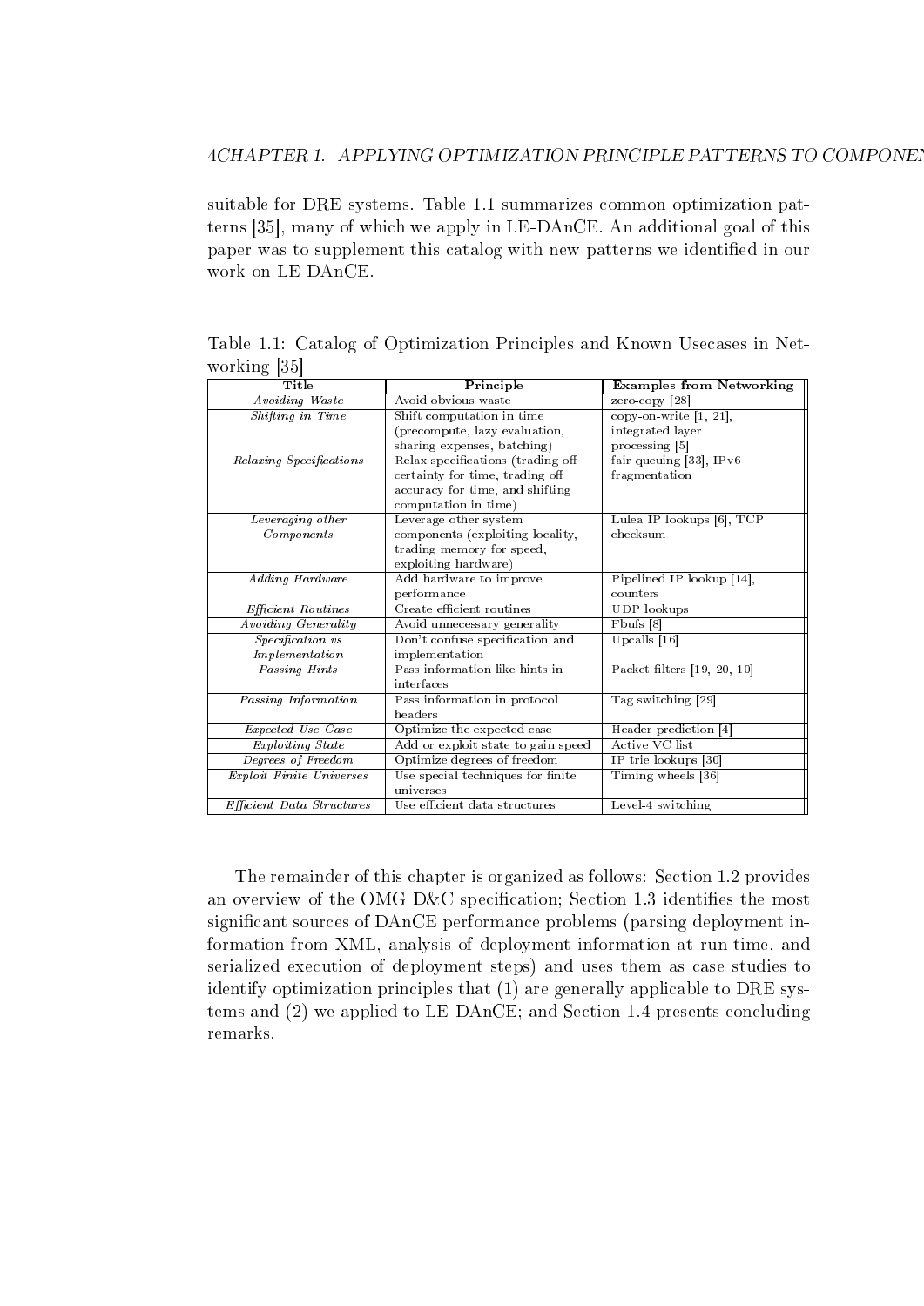suitable for DRE systems. Table 1.1 summarizes common optimization patterns [35], many of which we apply in LE-DAnCE. An additional goal of this paper was to supplement this catalog with new patterns we identified in our work on LE-DAnCE.

Table 1.1: Catalog of Optimization Principles and Known Usecases in Networking [35]

| Title | Principle | Examples from Networking |
| --- | --- | --- |
| *Avoiding Waste* | Avoid obvious waste | zero-copy [28] |
| *Shifting in Time* | Shift computation in time (precompute, lazy evaluation, sharing expenses, batching) | copy-on-write [1, 21], integrated layer processing [5] |
| *Relaxing Specifications* | Relax specifications (trading off certainty for time, trading off accuracy for time, and shifting computation in time) | fair queuing [33], IPv6 fragmentation |
| *Leveraging other Components* | Leverage other system components (exploiting locality, trading memory for speed, exploiting hardware) | Lulea IP lookups [6], TCP checksum |
| *Adding Hardware* | Add hardware to improve performance | Pipelined IP lookup [14], counters |
| *Efficient Routines* | Create efficient routines | UDP lookups |
| *Avoiding Generality* | Avoid unnecessary generality | Fbufs [8] |
| *Specification vs Implementation* | Don't confuse specification and implementation | Upcalls [16] |
| *Passing Hints* | Pass information like hints in interfaces | Packet filters [19, 20, 10] |
| *Passing Information* | Pass information in protocol headers | Tag switching [29] |
| *Expected Use Case* | Optimize the expected case | Header prediction [4] |
| *Exploiting State* | Add or exploit state to gain speed | Active VC list |
| *Degrees of Freedom* | Optimize degrees of freedom | IP trie lookups [30] |
| *Exploit Finite Universes* | Use special techniques for finite universes | Timing wheels [36] |
| *Efficient Data Structures* | Use efficient data structures | Level-4 switching |

The remainder of this chapter is organized as follows: Section 1.2 provides an overview of the OMG D&C specification; Section 1.3 identifies the most significant sources of DAnCE performance problems (parsing deployment information from XML, analysis of deployment information at run-time, and serialized execution of deployment steps) and uses them as case studies to identify optimization principles that (1) are generally applicable to DRE systems and (2) we applied to LE-DAnCE; and Section 1.4 presents concluding remarks.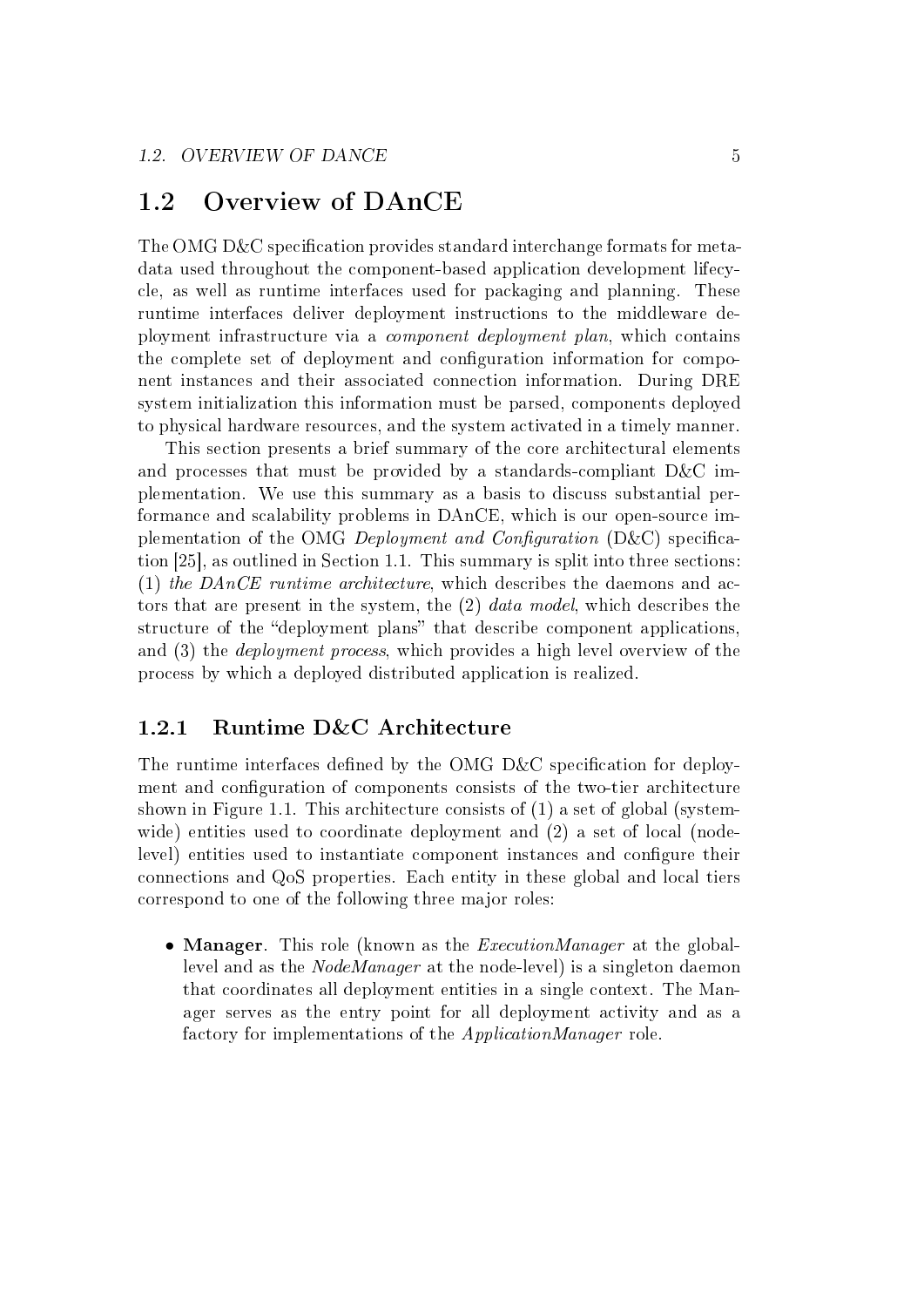## 1.2 Overview of DAnCE

The OMG D&C specification provides standard interchange formats for metadata used throughout the component-based application development lifecycle, as well as runtime interfaces used for packaging and planning. These runtime interfaces deliver deployment instructions to the middleware deployment infrastructure via a *component deployment plan*, which contains the complete set of deployment and configuration information for component instances and their associated connection information. During DRE system initialization this information must be parsed, components deployed to physical hardware resources, and the system activated in a timely manner.

This section presents a brief summary of the core architectural elements and processes that must be provided by a standards-compliant D&C implementation. We use this summary as a basis to discuss substantial performance and scalability problems in DAnCE, which is our open-source implementation of the OMG *Deployment and Configuration* (D&C) specification [25], as outlined in Section 1.1. This summary is split into three sections: (1) *the DAnCE runtime architecture*, which describes the daemons and actors that are present in the system, the (2) *data model*, which describes the structure of the "deployment plans" that describe component applications, and (3) the *deployment process*, which provides a high level overview of the process by which a deployed distributed application is realized.

### 1.2.1 Runtime D&C Architecture

The runtime interfaces defined by the OMG D&C specification for deployment and configuration of components consists of the two-tier architecture shown in Figure 1.1. This architecture consists of (1) a set of global (system-wide) entities used to coordinate deployment and (2) a set of local (node-level) entities used to instantiate component instances and configure their connections and QoS properties. Each entity in these global and local tiers correspond to one of the following three major roles:

- **Manager**. This role (known as the *ExecutionManager* at the global-level and as the *NodeManager* at the node-level) is a singleton daemon that coordinates all deployment entities in a single context. The Manager serves as the entry point for all deployment activity and as a factory for implementations of the *ApplicationManager* role.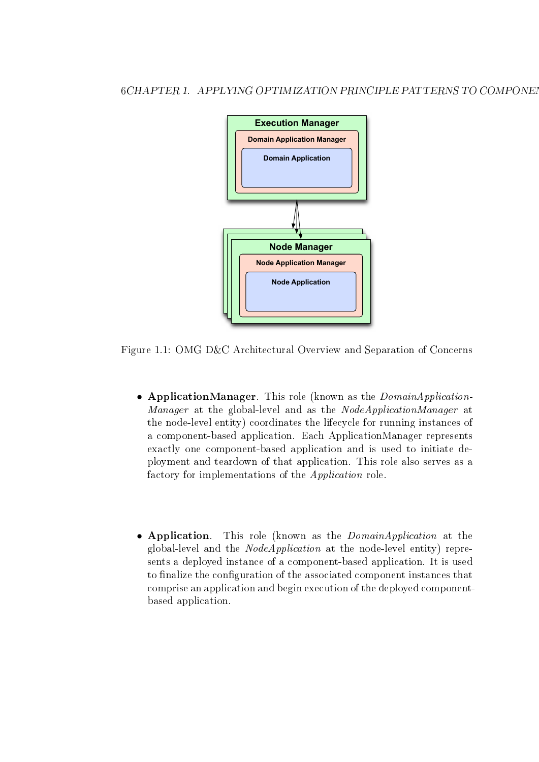Execution Manager

Domain Application Manager

Domain Application

Node Manager

Node Application Manager

Node Application

Figure 1.1: OMG D&C Architectural Overview and Separation of Concerns

- **ApplicationManager**. This role (known as the *DomainApplicationManager* at the global-level and as the *NodeApplicationManager* at the node-level entity) coordinates the lifecycle for running instances of a component-based application. Each ApplicationManager represents exactly one component-based application and is used to initiate deployment and teardown of that application. This role also serves as a factory for implementations of the *Application* role.

- **Application**. This role (known as the *DomainApplication* at the global-level and the *NodeApplication* at the node-level entity) represents a deployed instance of a component-based application. It is used to finalize the configuration of the associated component instances that comprise an application and begin execution of the deployed component-based application.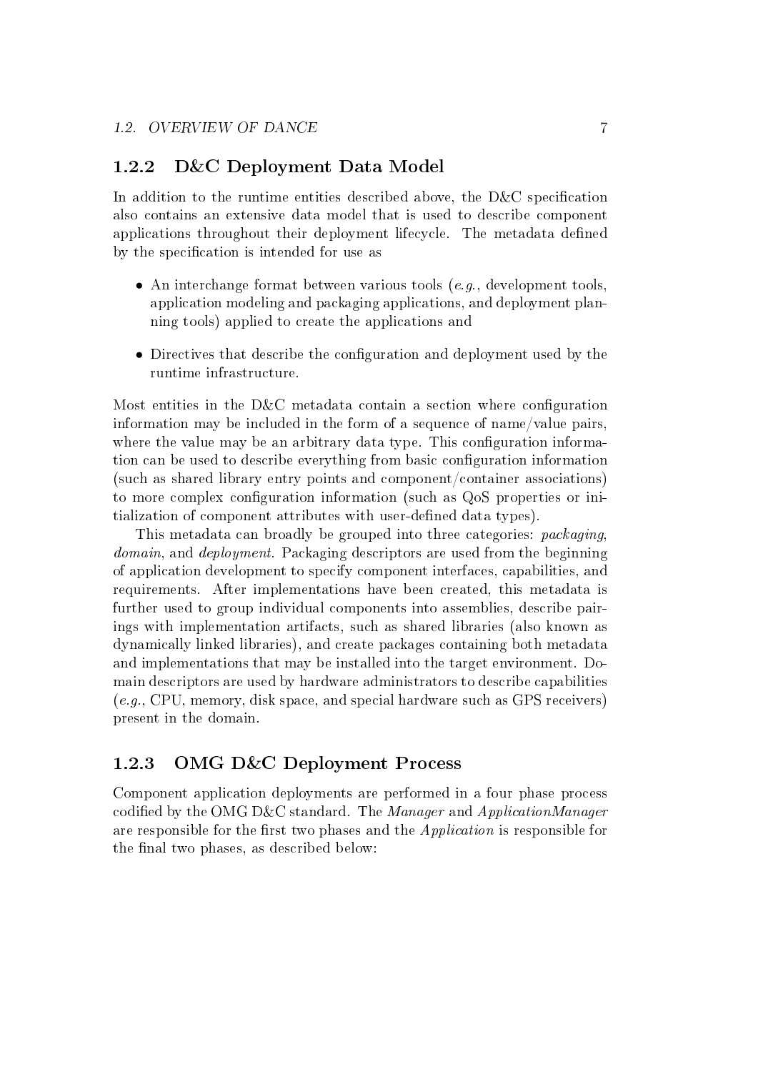### 1.2.2 D&C Deployment Data Model

In addition to the runtime entities described above, the D&C specification also contains an extensive data model that is used to describe component applications throughout their deployment lifecycle. The metadata defined by the specification is intended for use as

- An interchange format between various tools (*e.g.*, development tools, application modeling and packaging applications, and deployment planning tools) applied to create the applications and
- Directives that describe the configuration and deployment used by the runtime infrastructure.

Most entities in the D&C metadata contain a section where configuration information may be included in the form of a sequence of name/value pairs, where the value may be an arbitrary data type. This configuration information can be used to describe everything from basic configuration information (such as shared library entry points and component/container associations) to more complex configuration information (such as QoS properties or initialization of component attributes with user-defined data types).

This metadata can broadly be grouped into three categories: *packaging*, *domain*, and *deployment*. Packaging descriptors are used from the beginning of application development to specify component interfaces, capabilities, and requirements. After implementations have been created, this metadata is further used to group individual components into assemblies, describe pairings with implementation artifacts, such as shared libraries (also known as dynamically linked libraries), and create packages containing both metadata and implementations that may be installed into the target environment. Domain descriptors are used by hardware administrators to describe capabilities (*e.g.*, CPU, memory, disk space, and special hardware such as GPS receivers) present in the domain.

### 1.2.3 OMG D&C Deployment Process

Component application deployments are performed in a four phase process codified by the OMG D&C standard. The *Manager* and *ApplicationManager* are responsible for the first two phases and the *Application* is responsible for the final two phases, as described below: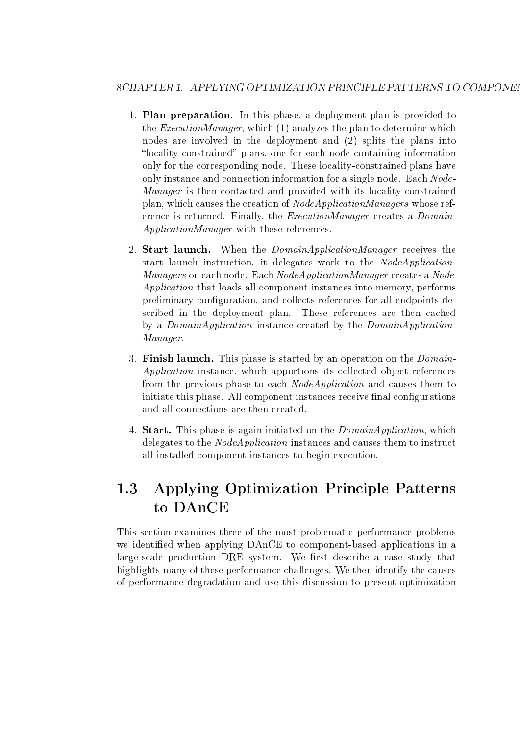1. **Plan preparation.** In this phase, a deployment plan is provided to the *ExecutionManager*, which (1) analyzes the plan to determine which nodes are involved in the deployment and (2) splits the plans into "locality-constrained" plans, one for each node containing information only for the corresponding node. These locality-constrained plans have only instance and connection information for a single node. Each *NodeManager* is then contacted and provided with its locality-constrained plan, which causes the creation of *NodeApplicationManagers* whose reference is returned. Finally, the *ExecutionManager* creates a *DomainApplicationManager* with these references.

2. **Start launch.** When the *DomainApplicationManager* receives the start launch instruction, it delegates work to the *NodeApplicationManagers* on each node. Each *NodeApplicationManager* creates a *NodeApplication* that loads all component instances into memory, performs preliminary configuration, and collects references for all endpoints described in the deployment plan. These references are then cached by a *DomainApplication* instance created by the *DomainApplicationManager*.

3. **Finish launch.** This phase is started by an operation on the *DomainApplication* instance, which apportions its collected object references from the previous phase to each *NodeApplication* and causes them to initiate this phase. All component instances receive final configurations and all connections are then created.

4. **Start.** This phase is again initiated on the *DomainApplication*, which delegates to the *NodeApplication* instances and causes them to instruct all installed component instances to begin execution.

## 1.3 Applying Optimization Principle Patterns to DAnCE

This section examines three of the most problematic performance problems we identified when applying DAnCE to component-based applications in a large-scale production DRE system. We first describe a case study that highlights many of these performance challenges. We then identify the causes of performance degradation and use this discussion to present optimization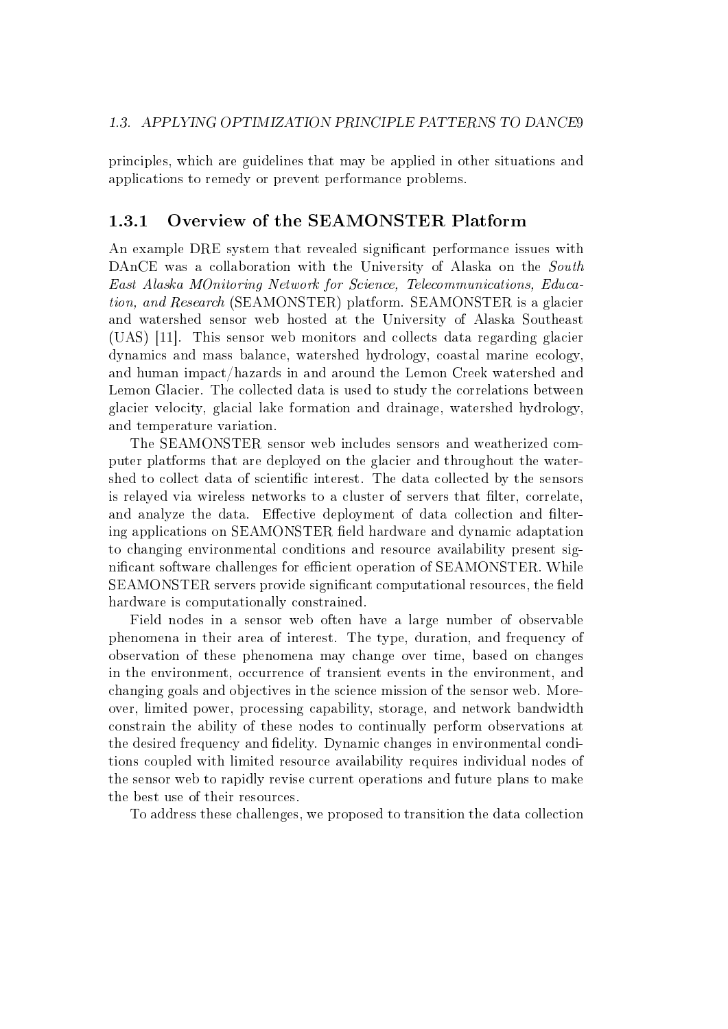principles, which are guidelines that may be applied in other situations and applications to remedy or prevent performance problems.

### 1.3.1 Overview of the SEAMONSTER Platform

An example DRE system that revealed significant performance issues with DAnCE was a collaboration with the University of Alaska on the *South East Alaska MOnitoring Network for Science, Telecommunications, Education, and Research* (SEAMONSTER) platform. SEAMONSTER is a glacier and watershed sensor web hosted at the University of Alaska Southeast (UAS) [11]. This sensor web monitors and collects data regarding glacier dynamics and mass balance, watershed hydrology, coastal marine ecology, and human impact/hazards in and around the Lemon Creek watershed and Lemon Glacier. The collected data is used to study the correlations between glacier velocity, glacial lake formation and drainage, watershed hydrology, and temperature variation.

The SEAMONSTER sensor web includes sensors and weatherized computer platforms that are deployed on the glacier and throughout the watershed to collect data of scientific interest. The data collected by the sensors is relayed via wireless networks to a cluster of servers that filter, correlate, and analyze the data. Effective deployment of data collection and filtering applications on SEAMONSTER field hardware and dynamic adaptation to changing environmental conditions and resource availability present significant software challenges for efficient operation of SEAMONSTER. While SEAMONSTER servers provide significant computational resources, the field hardware is computationally constrained.

Field nodes in a sensor web often have a large number of observable phenomena in their area of interest. The type, duration, and frequency of observation of these phenomena may change over time, based on changes in the environment, occurrence of transient events in the environment, and changing goals and objectives in the science mission of the sensor web. Moreover, limited power, processing capability, storage, and network bandwidth constrain the ability of these nodes to continually perform observations at the desired frequency and fidelity. Dynamic changes in environmental conditions coupled with limited resource availability requires individual nodes of the sensor web to rapidly revise current operations and future plans to make the best use of their resources.

To address these challenges, we proposed to transition the data collection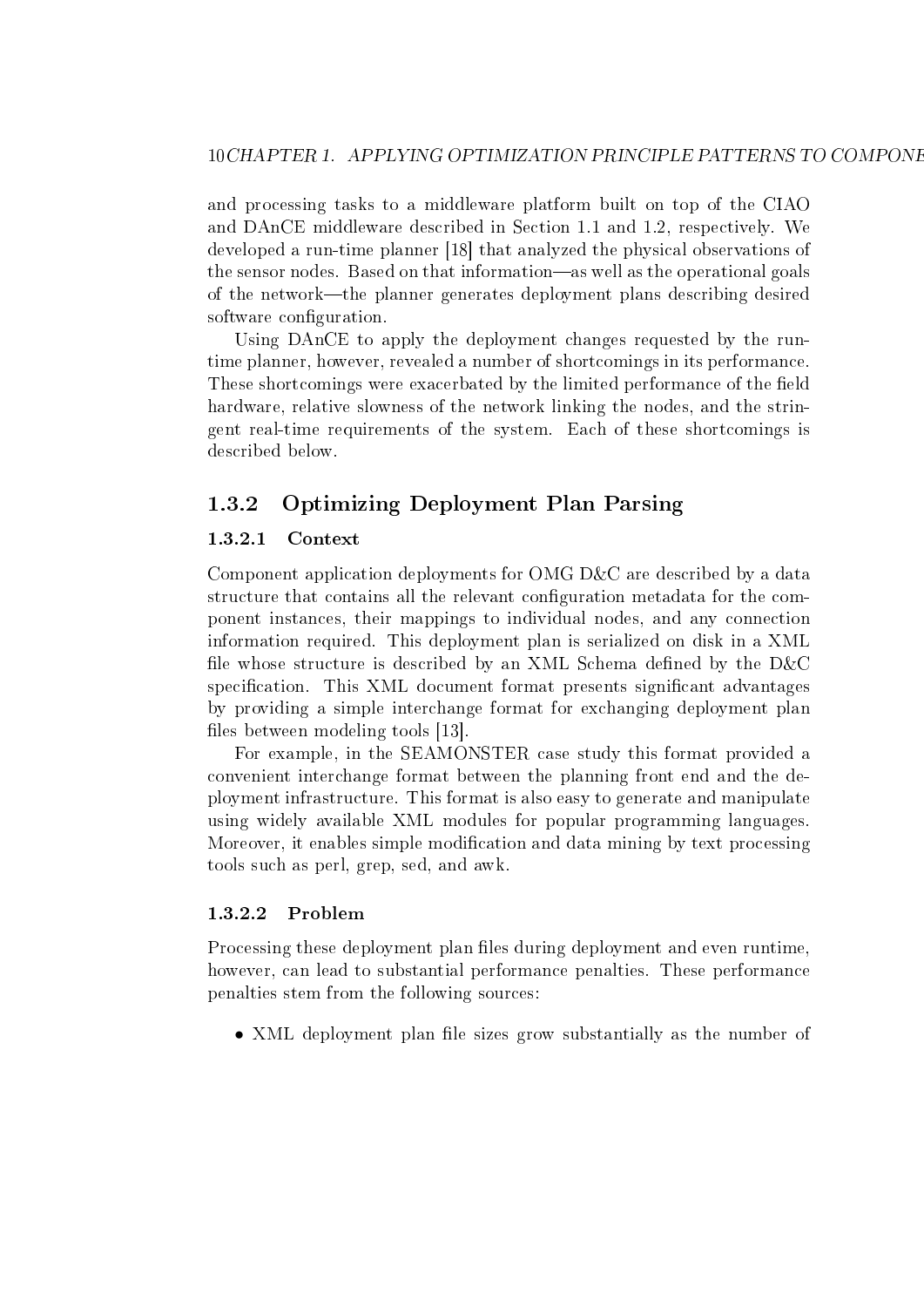and processing tasks to a middleware platform built on top of the CIAO and DAnCE middleware described in Section 1.1 and 1.2, respectively. We developed a run-time planner [18] that analyzed the physical observations of the sensor nodes. Based on that information—as well as the operational goals of the network—the planner generates deployment plans describing desired software configuration.

Using DAnCE to apply the deployment changes requested by the run-time planner, however, revealed a number of shortcomings in its performance. These shortcomings were exacerbated by the limited performance of the field hardware, relative slowness of the network linking the nodes, and the stringent real-time requirements of the system. Each of these shortcomings is described below.

## 1.3.2 Optimizing Deployment Plan Parsing

### 1.3.2.1 Context

Component application deployments for OMG D&C are described by a data structure that contains all the relevant configuration metadata for the component instances, their mappings to individual nodes, and any connection information required. This deployment plan is serialized on disk in a XML file whose structure is described by an XML Schema defined by the D&C specification. This XML document format presents significant advantages by providing a simple interchange format for exchanging deployment plan files between modeling tools [13].

For example, in the SEAMONSTER case study this format provided a convenient interchange format between the planning front end and the deployment infrastructure. This format is also easy to generate and manipulate using widely available XML modules for popular programming languages. Moreover, it enables simple modification and data mining by text processing tools such as perl, grep, sed, and awk.

### 1.3.2.2 Problem

Processing these deployment plan files during deployment and even runtime, however, can lead to substantial performance penalties. These performance penalties stem from the following sources:

- XML deployment plan file sizes grow substantially as the number of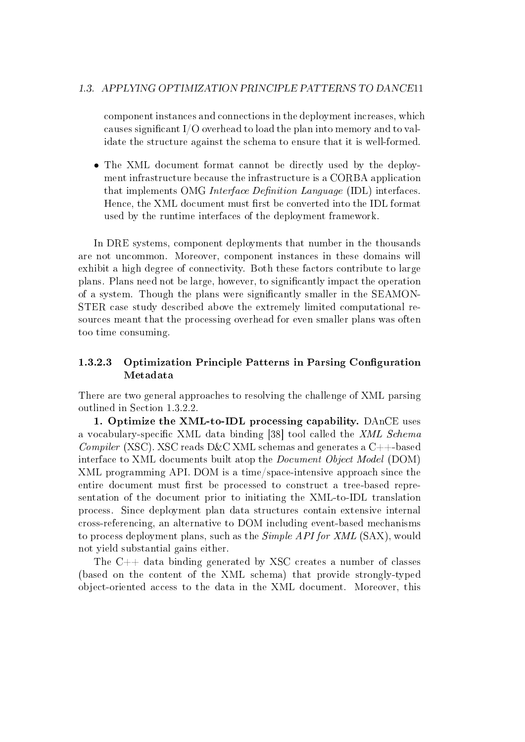component instances and connections in the deployment increases, which causes significant I/O overhead to load the plan into memory and to validate the structure against the schema to ensure that it is well-formed.

- The XML document format cannot be directly used by the deployment infrastructure because the infrastructure is a CORBA application that implements OMG *Interface Definition Language* (IDL) interfaces. Hence, the XML document must first be converted into the IDL format used by the runtime interfaces of the deployment framework.

In DRE systems, component deployments that number in the thousands are not uncommon. Moreover, component instances in these domains will exhibit a high degree of connectivity. Both these factors contribute to large plans. Plans need not be large, however, to significantly impact the operation of a system. Though the plans were significantly smaller in the SEAMONSTER case study described above the extremely limited computational resources meant that the processing overhead for even smaller plans was often too time consuming.

#### 1.3.2.3 Optimization Principle Patterns in Parsing Configuration Metadata

There are two general approaches to resolving the challenge of XML parsing outlined in Section 1.3.2.2.

**1. Optimize the XML-to-IDL processing capability.** DAnCE uses a vocabulary-specific XML data binding [38] tool called the *XML Schema Compiler* (XSC). XSC reads D&C XML schemas and generates a C++-based interface to XML documents built atop the *Document Object Model* (DOM) XML programming API. DOM is a time/space-intensive approach since the entire document must first be processed to construct a tree-based representation of the document prior to initiating the XML-to-IDL translation process. Since deployment plan data structures contain extensive internal cross-referencing, an alternative to DOM including event-based mechanisms to process deployment plans, such as the *Simple API for XML* (SAX), would not yield substantial gains either.

The C++ data binding generated by XSC creates a number of classes (based on the content of the XML schema) that provide strongly-typed object-oriented access to the data in the XML document. Moreover, this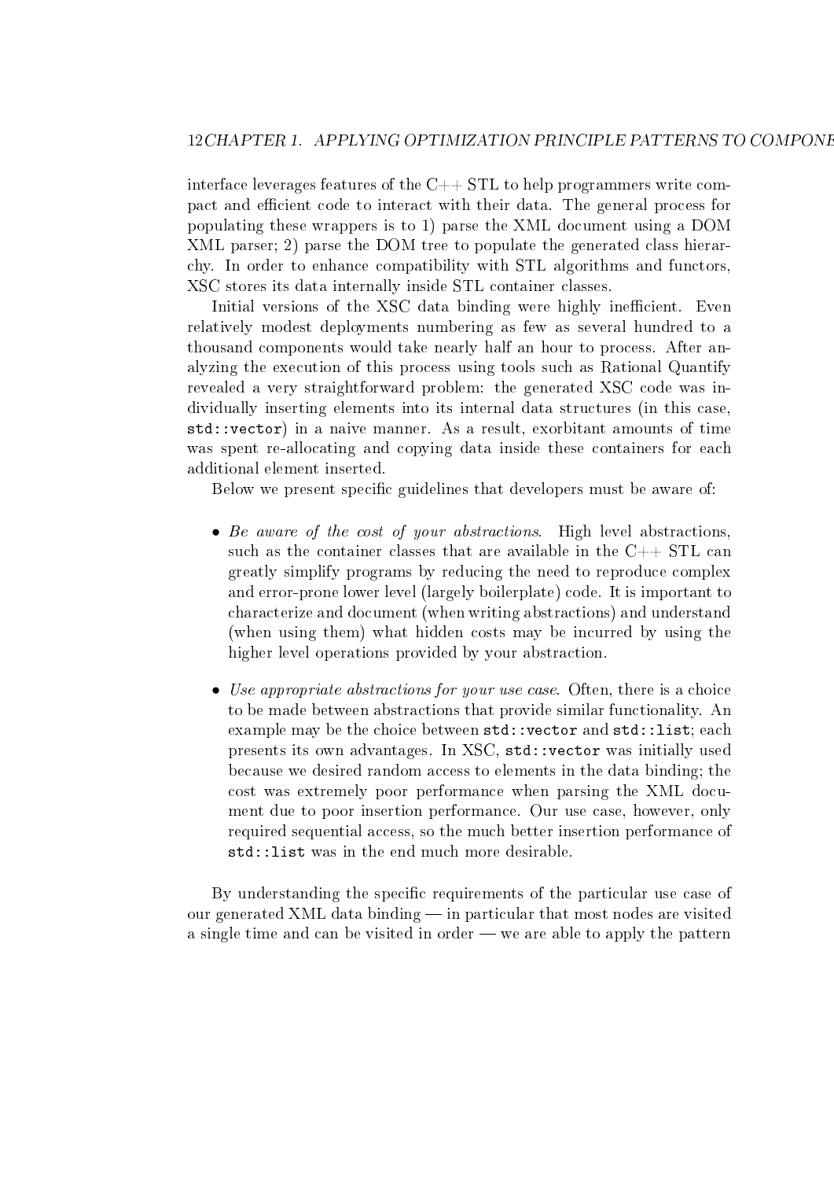interface leverages features of the C++ STL to help programmers write compact and efficient code to interact with their data. The general process for populating these wrappers is to 1) parse the XML document using a DOM XML parser; 2) parse the DOM tree to populate the generated class hierarchy. In order to enhance compatibility with STL algorithms and functors, XSC stores its data internally inside STL container classes.

Initial versions of the XSC data binding were highly inefficient. Even relatively modest deployments numbering as few as several hundred to a thousand components would take nearly half an hour to process. After analyzing the execution of this process using tools such as Rational Quantify revealed a very straightforward problem: the generated XSC code was individually inserting elements into its internal data structures (in this case, `std::vector`) in a naive manner. As a result, exorbitant amounts of time was spent re-allocating and copying data inside these containers for each additional element inserted.

Below we present specific guidelines that developers must be aware of:

- *Be aware of the cost of your abstractions*. High level abstractions, such as the container classes that are available in the C++ STL can greatly simplify programs by reducing the need to reproduce complex and error-prone lower level (largely boilerplate) code. It is important to characterize and document (when writing abstractions) and understand (when using them) what hidden costs may be incurred by using the higher level operations provided by your abstraction.

- *Use appropriate abstractions for your use case*. Often, there is a choice to be made between abstractions that provide similar functionality. An example may be the choice between `std::vector` and `std::list`; each presents its own advantages. In XSC, `std::vector` was initially used because we desired random access to elements in the data binding; the cost was extremely poor performance when parsing the XML document due to poor insertion performance. Our use case, however, only required sequential access, so the much better insertion performance of `std::list` was in the end much more desirable.

By understanding the specific requirements of the particular use case of our generated XML data binding — in particular that most nodes are visited a single time and can be visited in order — we are able to apply the pattern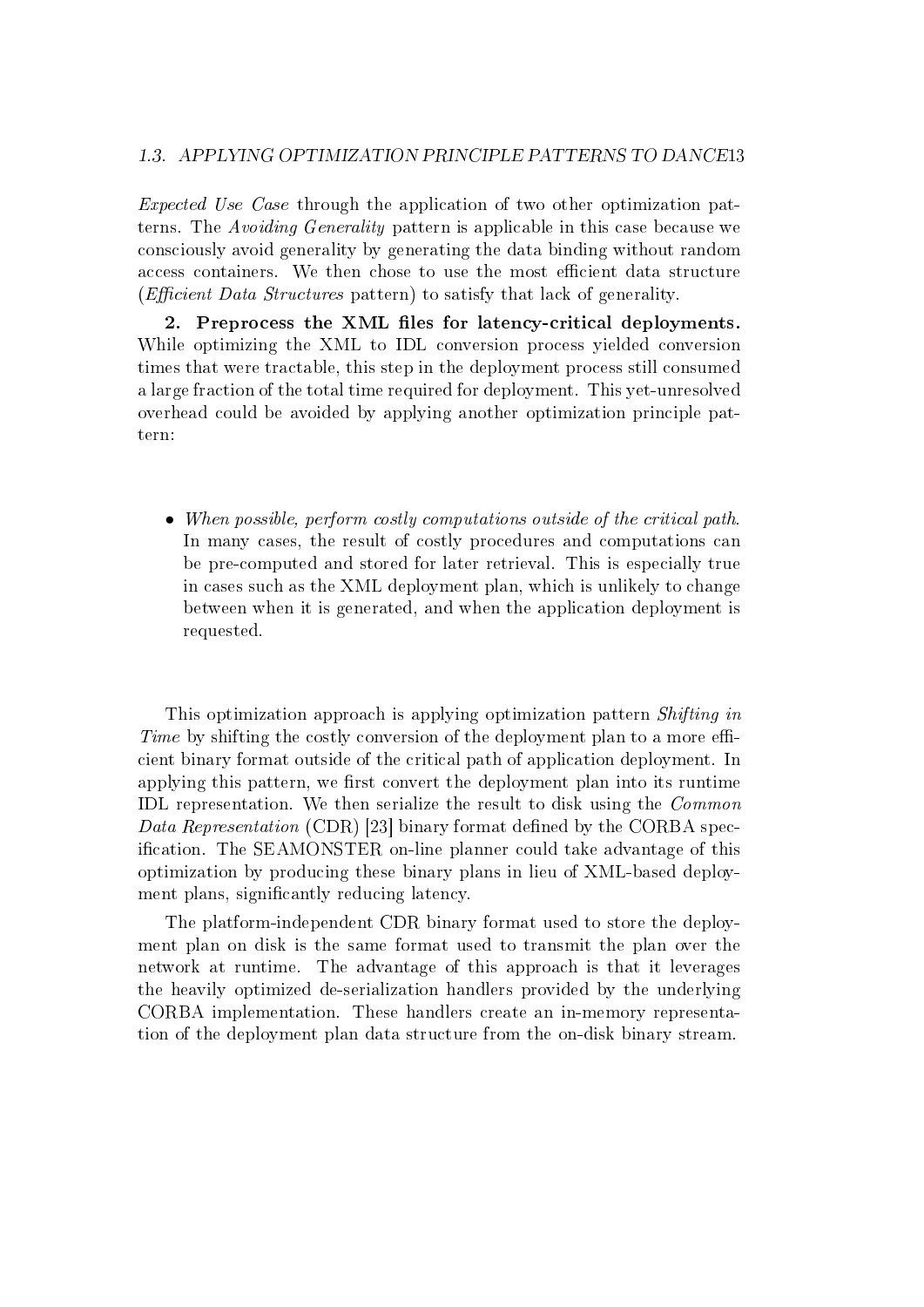*Expected Use Case* through the application of two other optimization patterns. The *Avoiding Generality* pattern is applicable in this case because we consciously avoid generality by generating the data binding without random access containers. We then chose to use the most efficient data structure (*Efficient Data Structures* pattern) to satisfy that lack of generality.

**2. Preprocess the XML files for latency-critical deployments.** While optimizing the XML to IDL conversion process yielded conversion times that were tractable, this step in the deployment process still consumed a large fraction of the total time required for deployment. This yet-unresolved overhead could be avoided by applying another optimization principle pattern:

- *When possible, perform costly computations outside of the critical path.* In many cases, the result of costly procedures and computations can be pre-computed and stored for later retrieval. This is especially true in cases such as the XML deployment plan, which is unlikely to change between when it is generated, and when the application deployment is requested.

This optimization approach is applying optimization pattern *Shifting in Time* by shifting the costly conversion of the deployment plan to a more efficient binary format outside of the critical path of application deployment. In applying this pattern, we first convert the deployment plan into its runtime IDL representation. We then serialize the result to disk using the *Common Data Representation* (CDR) [23] binary format defined by the CORBA specification. The SEAMONSTER on-line planner could take advantage of this optimization by producing these binary plans in lieu of XML-based deployment plans, significantly reducing latency.

The platform-independent CDR binary format used to store the deployment plan on disk is the same format used to transmit the plan over the network at runtime. The advantage of this approach is that it leverages the heavily optimized de-serialization handlers provided by the underlying CORBA implementation. These handlers create an in-memory representation of the deployment plan data structure from the on-disk binary stream.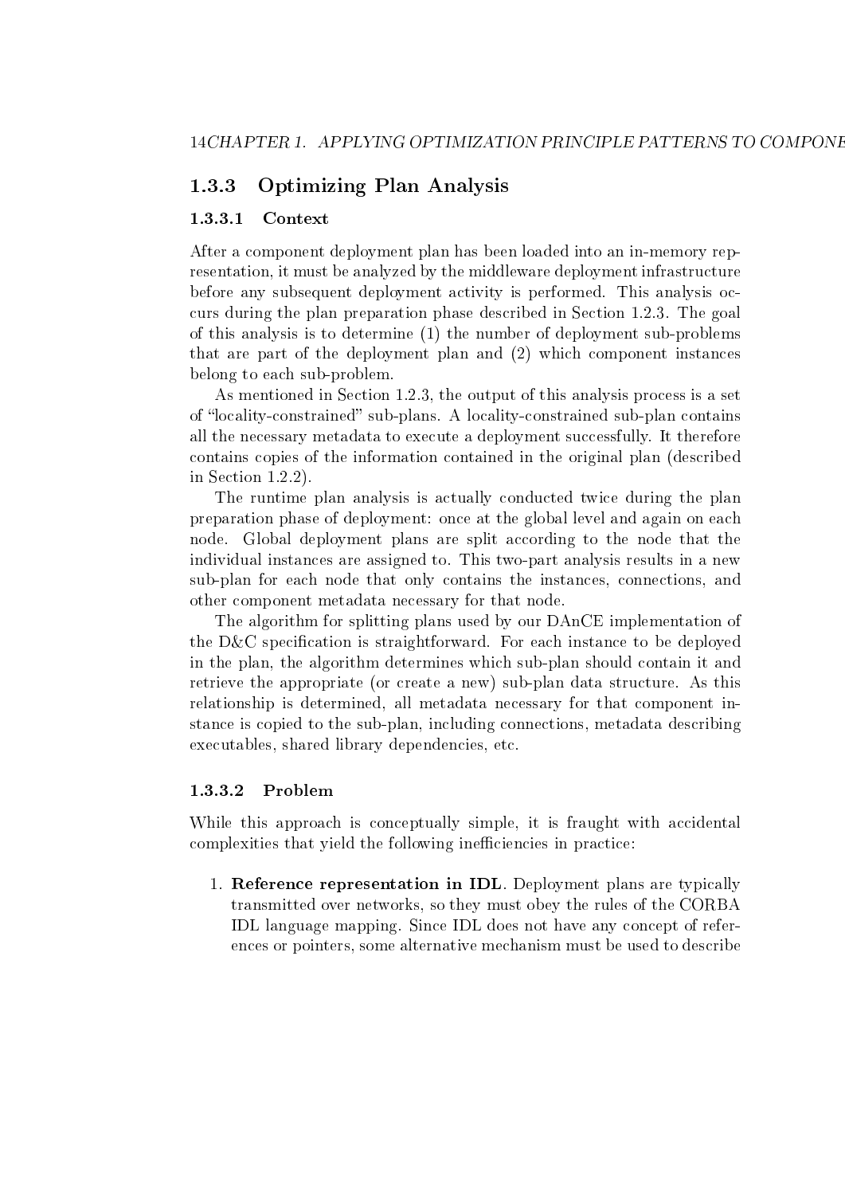### 1.3.3 Optimizing Plan Analysis

#### 1.3.3.1 Context

After a component deployment plan has been loaded into an in-memory representation, it must be analyzed by the middleware deployment infrastructure before any subsequent deployment activity is performed. This analysis occurs during the plan preparation phase described in Section 1.2.3. The goal of this analysis is to determine (1) the number of deployment sub-problems that are part of the deployment plan and (2) which component instances belong to each sub-problem.

As mentioned in Section 1.2.3, the output of this analysis process is a set of "locality-constrained" sub-plans. A locality-constrained sub-plan contains all the necessary metadata to execute a deployment successfully. It therefore contains copies of the information contained in the original plan (described in Section 1.2.2).

The runtime plan analysis is actually conducted twice during the plan preparation phase of deployment: once at the global level and again on each node. Global deployment plans are split according to the node that the individual instances are assigned to. This two-part analysis results in a new sub-plan for each node that only contains the instances, connections, and other component metadata necessary for that node.

The algorithm for splitting plans used by our DAnCE implementation of the D&C specification is straightforward. For each instance to be deployed in the plan, the algorithm determines which sub-plan should contain it and retrieve the appropriate (or create a new) sub-plan data structure. As this relationship is determined, all metadata necessary for that component instance is copied to the sub-plan, including connections, metadata describing executables, shared library dependencies, etc.

#### 1.3.3.2 Problem

While this approach is conceptually simple, it is fraught with accidental complexities that yield the following inefficiencies in practice:

1. **Reference representation in IDL**. Deployment plans are typically transmitted over networks, so they must obey the rules of the CORBA IDL language mapping. Since IDL does not have any concept of references or pointers, some alternative mechanism must be used to describe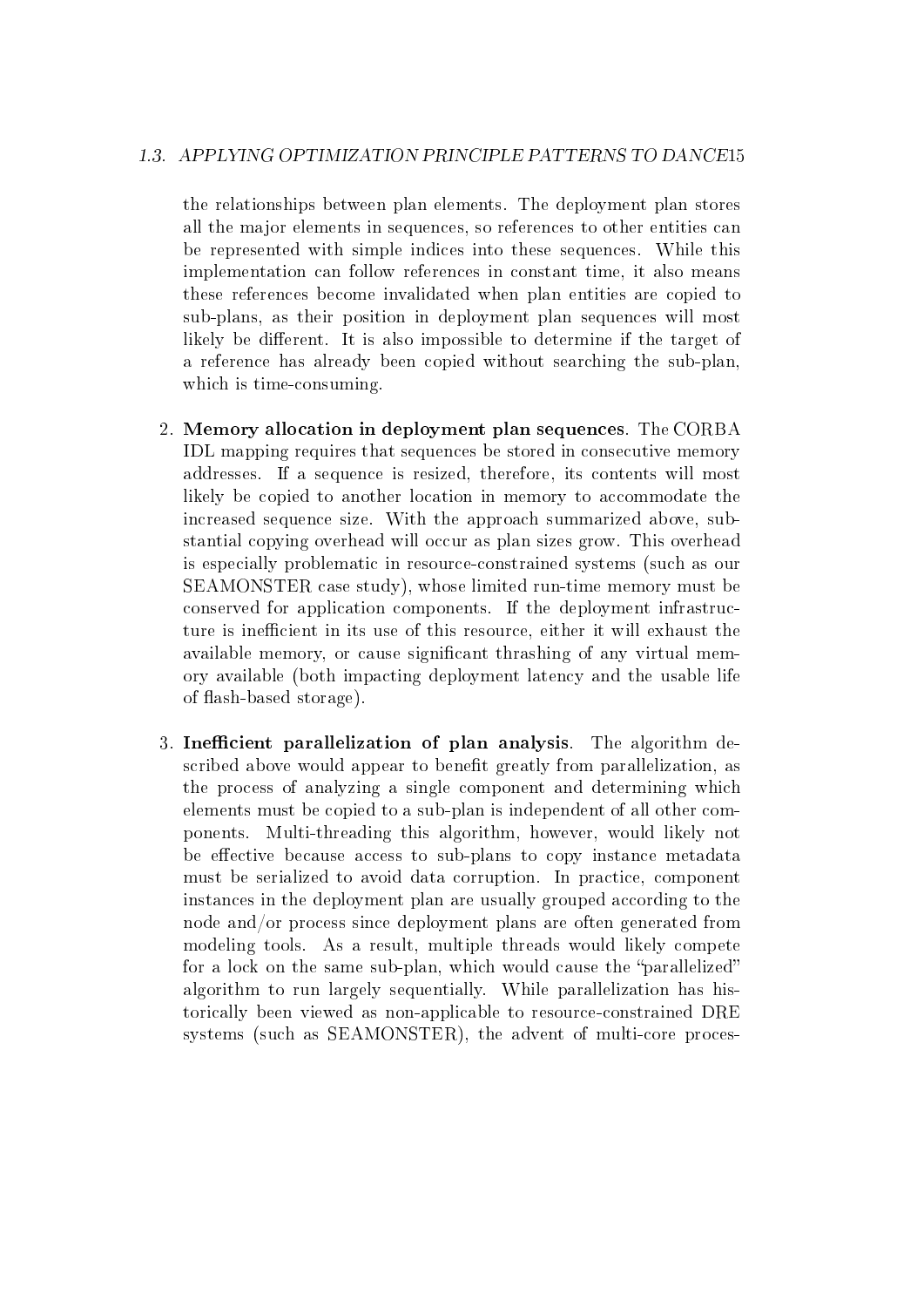the relationships between plan elements. The deployment plan stores all the major elements in sequences, so references to other entities can be represented with simple indices into these sequences. While this implementation can follow references in constant time, it also means these references become invalidated when plan entities are copied to sub-plans, as their position in deployment plan sequences will most likely be different. It is also impossible to determine if the target of a reference has already been copied without searching the sub-plan, which is time-consuming.

2. **Memory allocation in deployment plan sequences**. The CORBA IDL mapping requires that sequences be stored in consecutive memory addresses. If a sequence is resized, therefore, its contents will most likely be copied to another location in memory to accommodate the increased sequence size. With the approach summarized above, substantial copying overhead will occur as plan sizes grow. This overhead is especially problematic in resource-constrained systems (such as our SEAMONSTER case study), whose limited run-time memory must be conserved for application components. If the deployment infrastructure is inefficient in its use of this resource, either it will exhaust the available memory, or cause significant thrashing of any virtual memory available (both impacting deployment latency and the usable life of flash-based storage).

3. **Inefficient parallelization of plan analysis**. The algorithm described above would appear to benefit greatly from parallelization, as the process of analyzing a single component and determining which elements must be copied to a sub-plan is independent of all other components. Multi-threading this algorithm, however, would likely not be effective because access to sub-plans to copy instance metadata must be serialized to avoid data corruption. In practice, component instances in the deployment plan are usually grouped according to the node and/or process since deployment plans are often generated from modeling tools. As a result, multiple threads would likely compete for a lock on the same sub-plan, which would cause the "parallelized" algorithm to run largely sequentially. While parallelization has historically been viewed as non-applicable to resource-constrained DRE systems (such as SEAMONSTER), the advent of multi-core proces-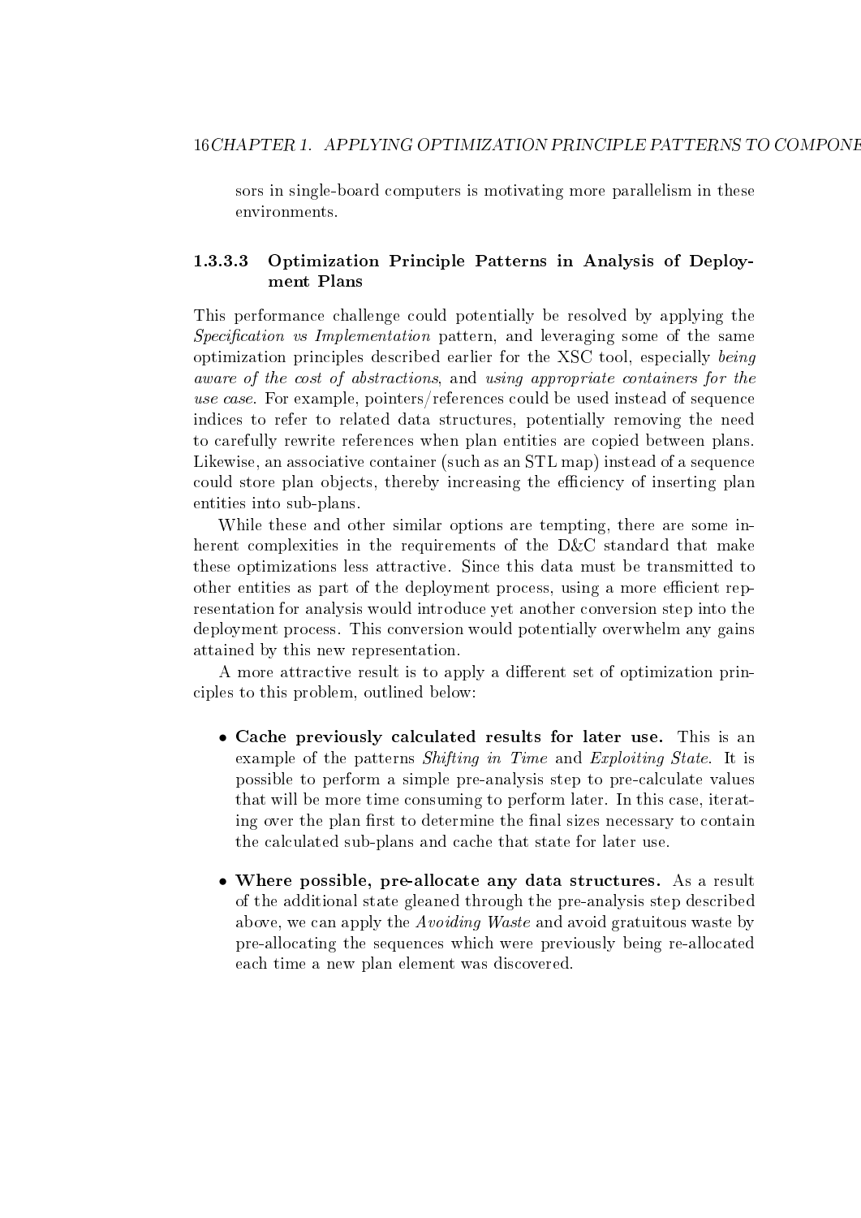sors in single-board computers is motivating more parallelism in these environments.

#### 1.3.3.3 Optimization Principle Patterns in Analysis of Deployment Plans

This performance challenge could potentially be resolved by applying the *Specification vs Implementation* pattern, and leveraging some of the same optimization principles described earlier for the XSC tool, especially *being aware of the cost of abstractions*, and *using appropriate containers for the use case*. For example, pointers/references could be used instead of sequence indices to refer to related data structures, potentially removing the need to carefully rewrite references when plan entities are copied between plans. Likewise, an associative container (such as an STL map) instead of a sequence could store plan objects, thereby increasing the efficiency of inserting plan entities into sub-plans.

While these and other similar options are tempting, there are some inherent complexities in the requirements of the D&C standard that make these optimizations less attractive. Since this data must be transmitted to other entities as part of the deployment process, using a more efficient representation for analysis would introduce yet another conversion step into the deployment process. This conversion would potentially overwhelm any gains attained by this new representation.

A more attractive result is to apply a different set of optimization principles to this problem, outlined below:

- **Cache previously calculated results for later use.** This is an example of the patterns *Shifting in Time* and *Exploiting State*. It is possible to perform a simple pre-analysis step to pre-calculate values that will be more time consuming to perform later. In this case, iterating over the plan first to determine the final sizes necessary to contain the calculated sub-plans and cache that state for later use.

- **Where possible, pre-allocate any data structures.** As a result of the additional state gleaned through the pre-analysis step described above, we can apply the *Avoiding Waste* and avoid gratuitous waste by pre-allocating the sequences which were previously being re-allocated each time a new plan element was discovered.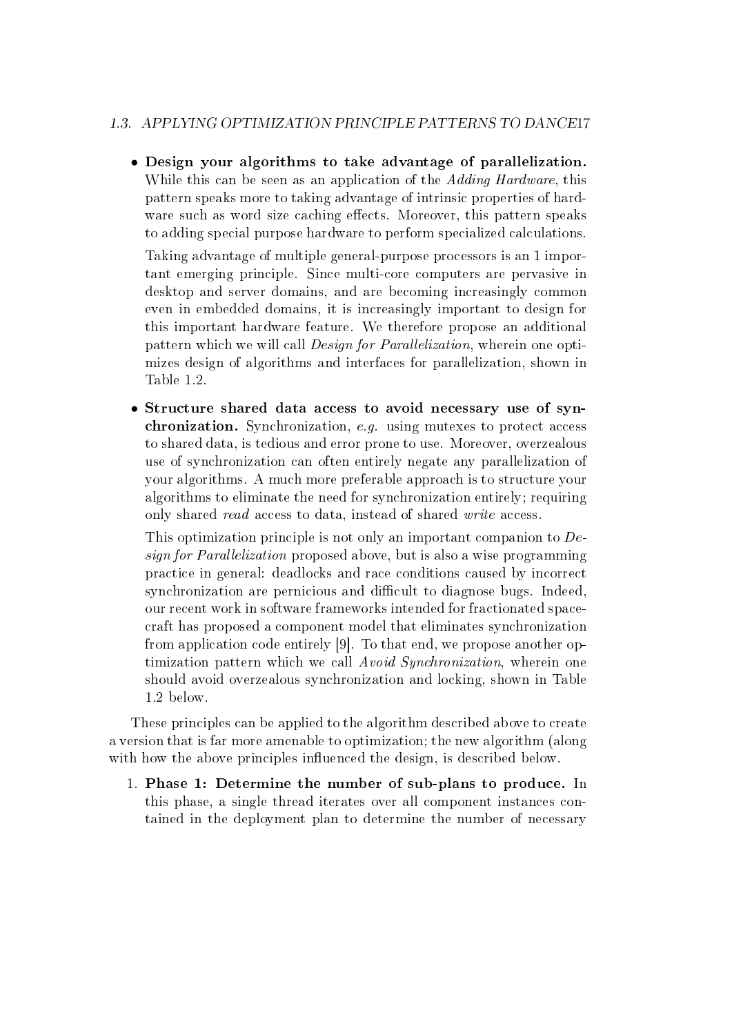- **Design your algorithms to take advantage of parallelization.** While this can be seen as an application of the *Adding Hardware*, this pattern speaks more to taking advantage of intrinsic properties of hardware such as word size caching effects. Moreover, this pattern speaks to adding special purpose hardware to perform specialized calculations.

  Taking advantage of multiple general-purpose processors is an 1 important emerging principle. Since multi-core computers are pervasive in desktop and server domains, and are becoming increasingly common even in embedded domains, it is increasingly important to design for this important hardware feature. We therefore propose an additional pattern which we will call *Design for Parallelization*, wherein one optimizes design of algorithms and interfaces for parallelization, shown in Table 1.2.

- **Structure shared data access to avoid necessary use of synchronization.** Synchronization, *e.g.* using mutexes to protect access to shared data, is tedious and error prone to use. Moreover, overzealous use of synchronization can often entirely negate any parallelization of your algorithms. A much more preferable approach is to structure your algorithms to eliminate the need for synchronization entirely; requiring only shared *read* access to data, instead of shared *write* access.

  This optimization principle is not only an important companion to *Design for Parallelization* proposed above, but is also a wise programming practice in general: deadlocks and race conditions caused by incorrect synchronization are pernicious and difficult to diagnose bugs. Indeed, our recent work in software frameworks intended for fractionated spacecraft has proposed a component model that eliminates synchronization from application code entirely [9]. To that end, we propose another optimization pattern which we call *Avoid Synchronization*, wherein one should avoid overzealous synchronization and locking, shown in Table 1.2 below.

These principles can be applied to the algorithm described above to create a version that is far more amenable to optimization; the new algorithm (along with how the above principles influenced the design, is described below.

1. **Phase 1: Determine the number of sub-plans to produce.** In this phase, a single thread iterates over all component instances contained in the deployment plan to determine the number of necessary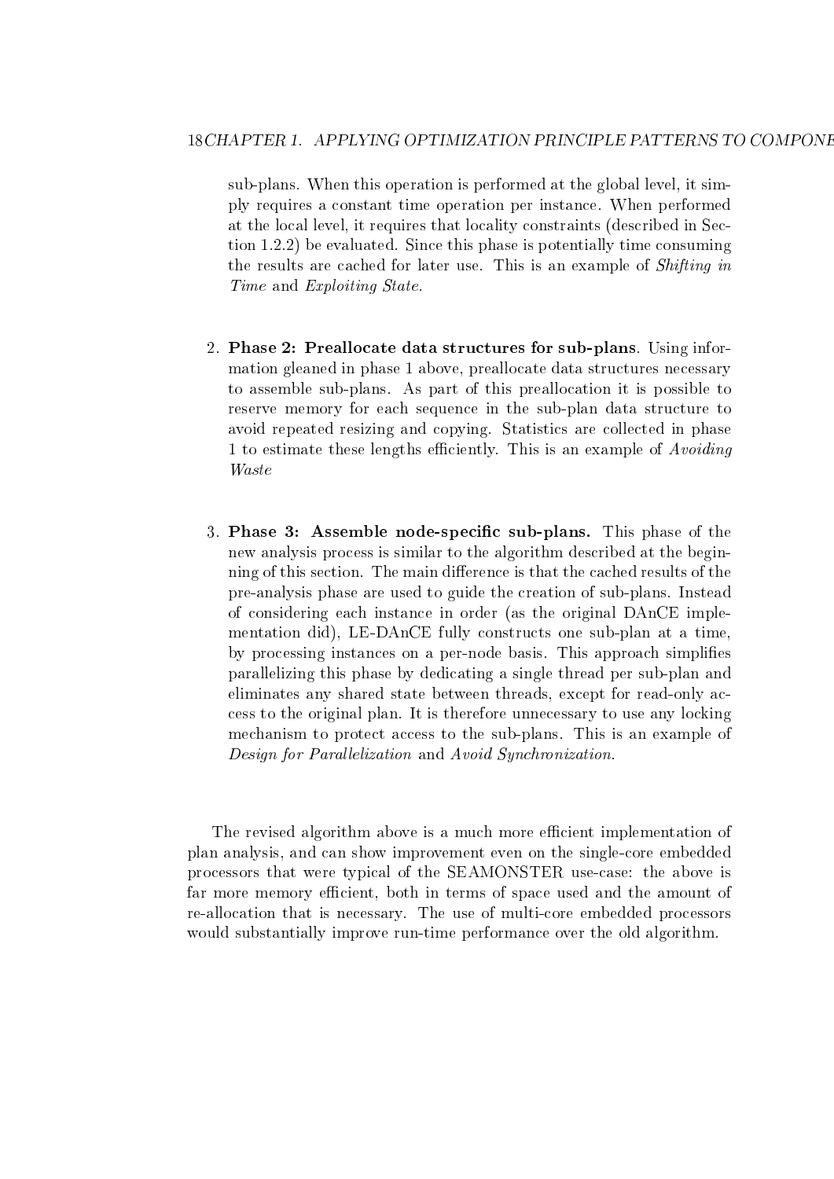sub-plans. When this operation is performed at the global level, it simply requires a constant time operation per instance. When performed at the local level, it requires that locality constraints (described in Section 1.2.2) be evaluated. Since this phase is potentially time consuming the results are cached for later use. This is an example of *Shifting in Time* and *Exploiting State*.

2. **Phase 2: Preallocate data structures for sub-plans**. Using information gleaned in phase 1 above, preallocate data structures necessary to assemble sub-plans. As part of this preallocation it is possible to reserve memory for each sequence in the sub-plan data structure to avoid repeated resizing and copying. Statistics are collected in phase 1 to estimate these lengths efficiently. This is an example of *Avoiding Waste*

3. **Phase 3: Assemble node-specific sub-plans.** This phase of the new analysis process is similar to the algorithm described at the beginning of this section. The main difference is that the cached results of the pre-analysis phase are used to guide the creation of sub-plans. Instead of considering each instance in order (as the original DAnCE implementation did), LE-DAnCE fully constructs one sub-plan at a time, by processing instances on a per-node basis. This approach simplifies parallelizing this phase by dedicating a single thread per sub-plan and eliminates any shared state between threads, except for read-only access to the original plan. It is therefore unnecessary to use any locking mechanism to protect access to the sub-plans. This is an example of *Design for Parallelization* and *Avoid Synchronization*.

The revised algorithm above is a much more efficient implementation of plan analysis, and can show improvement even on the single-core embedded processors that were typical of the SEAMONSTER use-case: the above is far more memory efficient, both in terms of space used and the amount of re-allocation that is necessary. The use of multi-core embedded processors would substantially improve run-time performance over the old algorithm.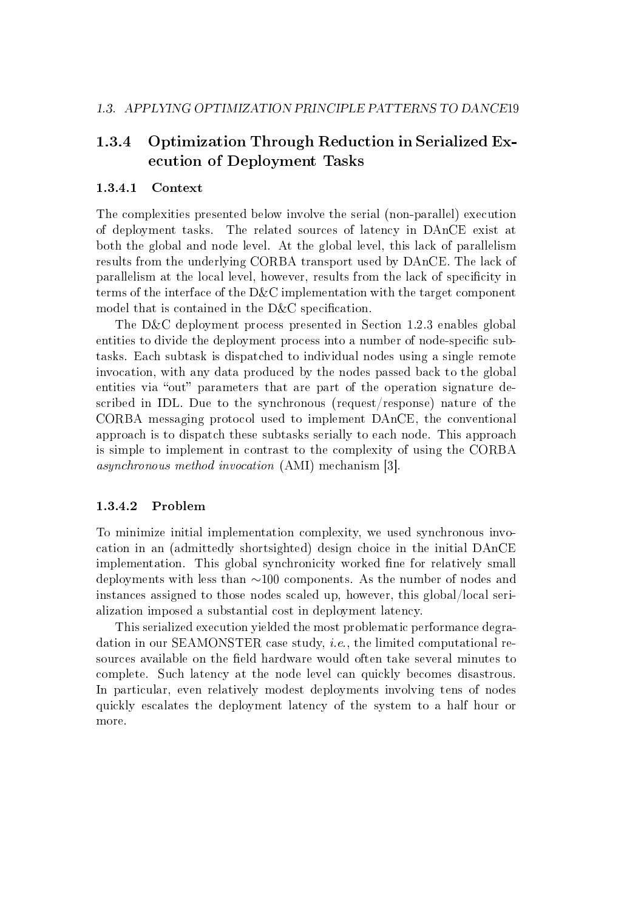### 1.3.4 Optimization Through Reduction in Serialized Execution of Deployment Tasks

#### 1.3.4.1 Context

The complexities presented below involve the serial (non-parallel) execution of deployment tasks. The related sources of latency in DAnCE exist at both the global and node level. At the global level, this lack of parallelism results from the underlying CORBA transport used by DAnCE. The lack of parallelism at the local level, however, results from the lack of specificity in terms of the interface of the D&C implementation with the target component model that is contained in the D&C specification.

The D&C deployment process presented in Section 1.2.3 enables global entities to divide the deployment process into a number of node-specific subtasks. Each subtask is dispatched to individual nodes using a single remote invocation, with any data produced by the nodes passed back to the global entities via "out" parameters that are part of the operation signature described in IDL. Due to the synchronous (request/response) nature of the CORBA messaging protocol used to implement DAnCE, the conventional approach is to dispatch these subtasks serially to each node. This approach is simple to implement in contrast to the complexity of using the CORBA *asynchronous method invocation* (AMI) mechanism [3].

#### 1.3.4.2 Problem

To minimize initial implementation complexity, we used synchronous invocation in an (admittedly shortsighted) design choice in the initial DAnCE implementation. This global synchronicity worked fine for relatively small deployments with less than ∼100 components. As the number of nodes and instances assigned to those nodes scaled up, however, this global/local serialization imposed a substantial cost in deployment latency.

This serialized execution yielded the most problematic performance degradation in our SEAMONSTER case study, *i.e.*, the limited computational resources available on the field hardware would often take several minutes to complete. Such latency at the node level can quickly becomes disastrous. In particular, even relatively modest deployments involving tens of nodes quickly escalates the deployment latency of the system to a half hour or more.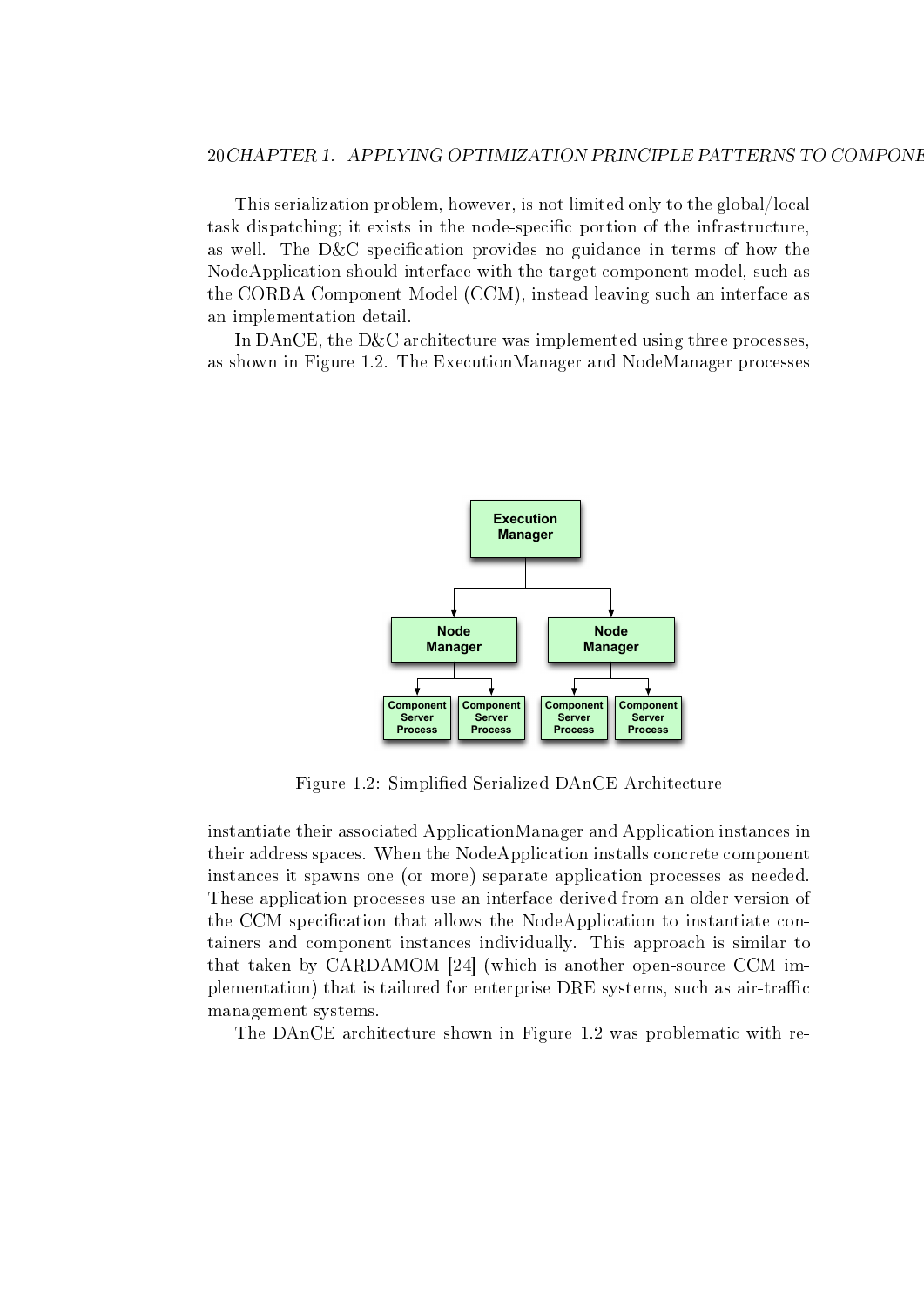This serialization problem, however, is not limited only to the global/local task dispatching; it exists in the node-specific portion of the infrastructure, as well. The D&C specification provides no guidance in terms of how the NodeApplication should interface with the target component model, such as the CORBA Component Model (CCM), instead leaving such an interface as an implementation detail.

In DAnCE, the D&C architecture was implemented using three processes, as shown in Figure 1.2. The ExecutionManager and NodeManager processes

Figure 1.2: Simplified Serialized DAnCE Architecture

instantiate their associated ApplicationManager and Application instances in their address spaces. When the NodeApplication installs concrete component instances it spawns one (or more) separate application processes as needed. These application processes use an interface derived from an older version of the CCM specification that allows the NodeApplication to instantiate containers and component instances individually. This approach is similar to that taken by CARDAMOM [24] (which is another open-source CCM implementation) that is tailored for enterprise DRE systems, such as air-traffic management systems.

The DAnCE architecture shown in Figure 1.2 was problematic with re-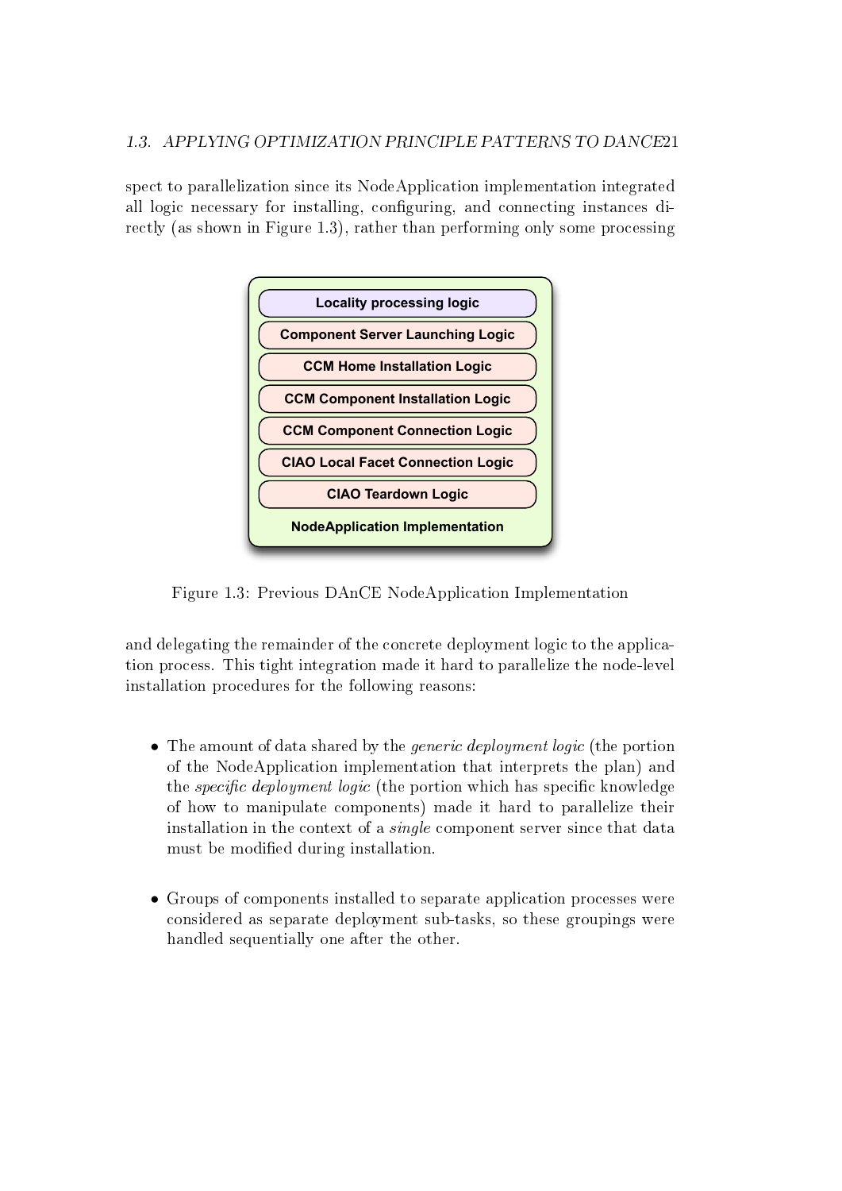spect to parallelization since its NodeApplication implementation integrated all logic necessary for installing, configuring, and connecting instances directly (as shown in Figure 1.3), rather than performing only some processing

Figure 1.3: Previous DAnCE NodeApplication Implementation

and delegating the remainder of the concrete deployment logic to the application process. This tight integration made it hard to parallelize the node-level installation procedures for the following reasons:

- The amount of data shared by the *generic deployment logic* (the portion of the NodeApplication implementation that interprets the plan) and the *specific deployment logic* (the portion which has specific knowledge of how to manipulate components) made it hard to parallelize their installation in the context of a *single* component server since that data must be modified during installation.

- Groups of components installed to separate application processes were considered as separate deployment sub-tasks, so these groupings were handled sequentially one after the other.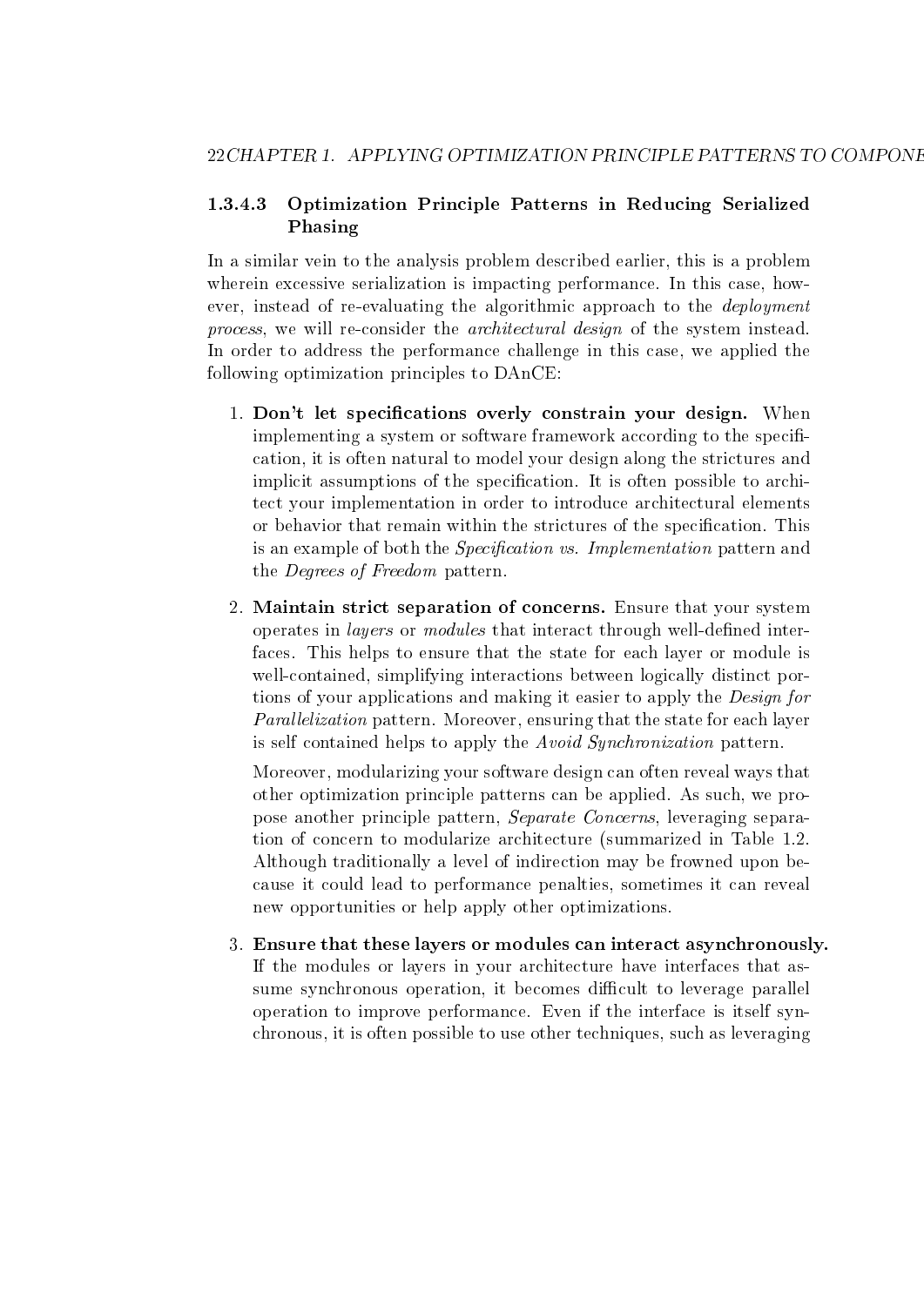#### 1.3.4.3 Optimization Principle Patterns in Reducing Serialized Phasing

In a similar vein to the analysis problem described earlier, this is a problem wherein excessive serialization is impacting performance. In this case, however, instead of re-evaluating the algorithmic approach to the *deployment process*, we will re-consider the *architectural design* of the system instead. In order to address the performance challenge in this case, we applied the following optimization principles to DAnCE:

1. **Don't let specifications overly constrain your design.** When implementing a system or software framework according to the specification, it is often natural to model your design along the strictures and implicit assumptions of the specification. It is often possible to architect your implementation in order to introduce architectural elements or behavior that remain within the strictures of the specification. This is an example of both the *Specification vs. Implementation* pattern and the *Degrees of Freedom* pattern.

2. **Maintain strict separation of concerns.** Ensure that your system operates in *layers* or *modules* that interact through well-defined interfaces. This helps to ensure that the state for each layer or module is well-contained, simplifying interactions between logically distinct portions of your applications and making it easier to apply the *Design for Parallelization* pattern. Moreover, ensuring that the state for each layer is self contained helps to apply the *Avoid Synchronization* pattern.

   Moreover, modularizing your software design can often reveal ways that other optimization principle patterns can be applied. As such, we propose another principle pattern, *Separate Concerns*, leveraging separation of concern to modularize architecture (summarized in Table 1.2. Although traditionally a level of indirection may be frowned upon because it could lead to performance penalties, sometimes it can reveal new opportunities or help apply other optimizations.

3. **Ensure that these layers or modules can interact asynchronously.** If the modules or layers in your architecture have interfaces that assume synchronous operation, it becomes difficult to leverage parallel operation to improve performance. Even if the interface is itself synchronous, it is often possible to use other techniques, such as leveraging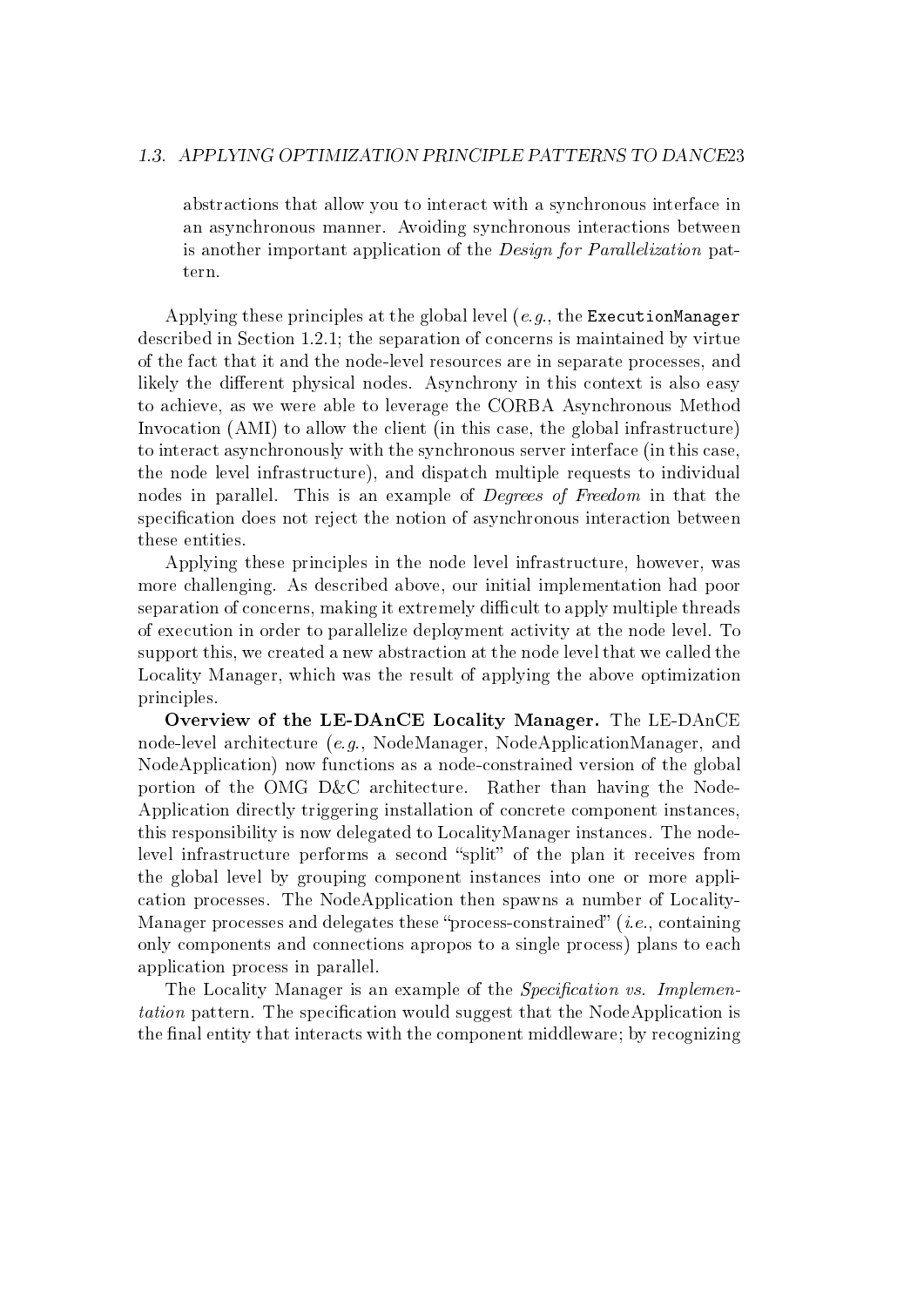abstractions that allow you to interact with a synchronous interface in an asynchronous manner. Avoiding synchronous interactions between is another important application of the *Design for Parallelization* pattern.

Applying these principles at the global level (*e.g.*, the `ExecutionManager` described in Section 1.2.1; the separation of concerns is maintained by virtue of the fact that it and the node-level resources are in separate processes, and likely the different physical nodes. Asynchrony in this context is also easy to achieve, as we were able to leverage the CORBA Asynchronous Method Invocation (AMI) to allow the client (in this case, the global infrastructure) to interact asynchronously with the synchronous server interface (in this case, the node level infrastructure), and dispatch multiple requests to individual nodes in parallel. This is an example of *Degrees of Freedom* in that the specification does not reject the notion of asynchronous interaction between these entities.

Applying these principles in the node level infrastructure, however, was more challenging. As described above, our initial implementation had poor separation of concerns, making it extremely difficult to apply multiple threads of execution in order to parallelize deployment activity at the node level. To support this, we created a new abstraction at the node level that we called the Locality Manager, which was the result of applying the above optimization principles.

**Overview of the LE-DAnCE Locality Manager.** The LE-DAnCE node-level architecture (*e.g.*, NodeManager, NodeApplicationManager, and NodeApplication) now functions as a node-constrained version of the global portion of the OMG D&C architecture. Rather than having the NodeApplication directly triggering installation of concrete component instances, this responsibility is now delegated to LocalityManager instances. The node-level infrastructure performs a second "split" of the plan it receives from the global level by grouping component instances into one or more application processes. The NodeApplication then spawns a number of LocalityManager processes and delegates these "process-constrained" (*i.e.*, containing only components and connections apropos to a single process) plans to each application process in parallel.

The Locality Manager is an example of the *Specification vs. Implementation* pattern. The specification would suggest that the NodeApplication is the final entity that interacts with the component middleware; by recognizing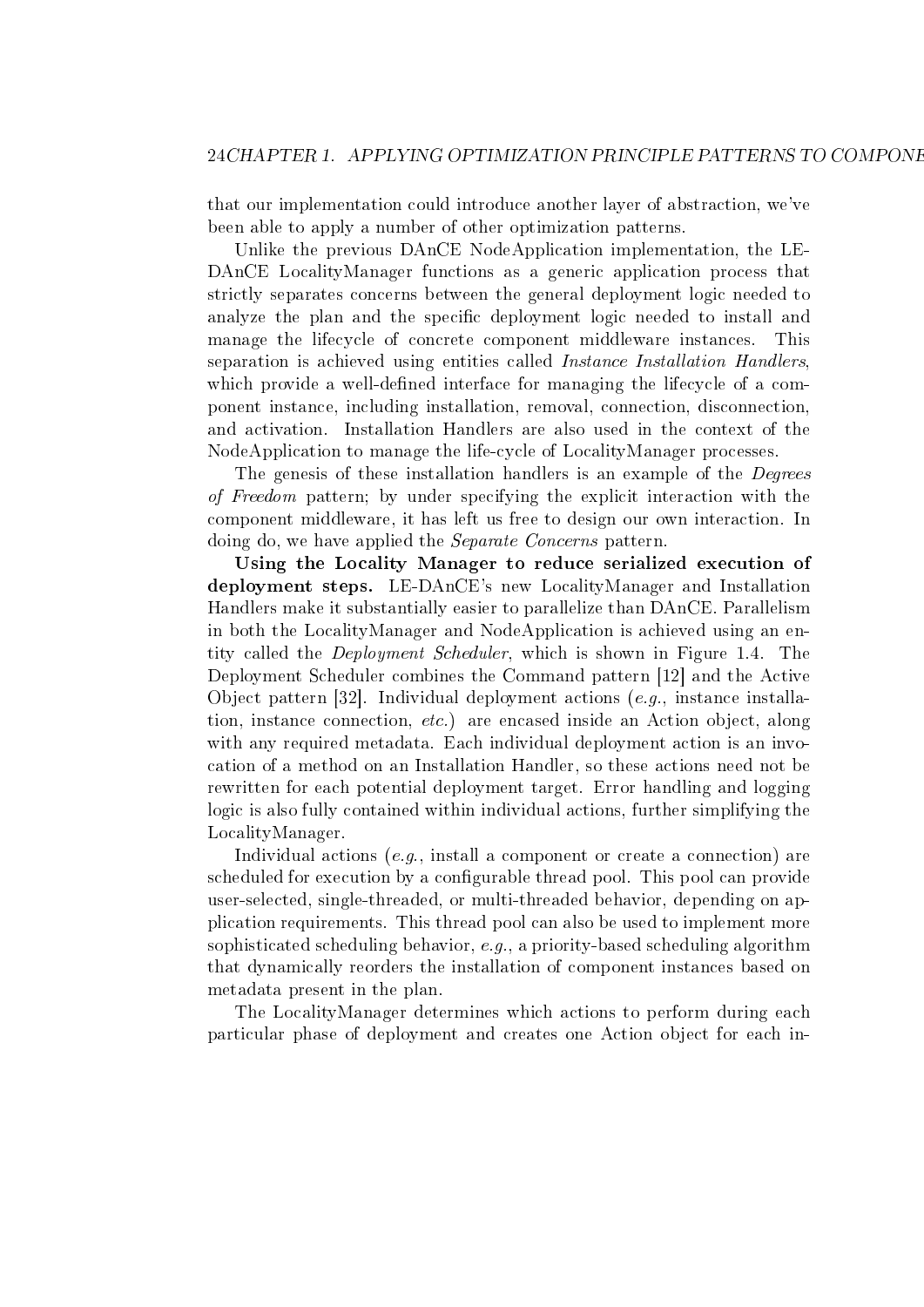that our implementation could introduce another layer of abstraction, we've been able to apply a number of other optimization patterns.

Unlike the previous DAnCE NodeApplication implementation, the LE-DAnCE LocalityManager functions as a generic application process that strictly separates concerns between the general deployment logic needed to analyze the plan and the specific deployment logic needed to install and manage the lifecycle of concrete component middleware instances. This separation is achieved using entities called *Instance Installation Handlers*, which provide a well-defined interface for managing the lifecycle of a component instance, including installation, removal, connection, disconnection, and activation. Installation Handlers are also used in the context of the NodeApplication to manage the life-cycle of LocalityManager processes.

The genesis of these installation handlers is an example of the *Degrees of Freedom* pattern; by under specifying the explicit interaction with the component middleware, it has left us free to design our own interaction. In doing do, we have applied the *Separate Concerns* pattern.

**Using the Locality Manager to reduce serialized execution of deployment steps.** LE-DAnCE's new LocalityManager and Installation Handlers make it substantially easier to parallelize than DAnCE. Parallelism in both the LocalityManager and NodeApplication is achieved using an entity called the *Deployment Scheduler*, which is shown in Figure 1.4. The Deployment Scheduler combines the Command pattern [12] and the Active Object pattern [32]. Individual deployment actions (*e.g.*, instance installation, instance connection, *etc.*) are encased inside an Action object, along with any required metadata. Each individual deployment action is an invocation of a method on an Installation Handler, so these actions need not be rewritten for each potential deployment target. Error handling and logging logic is also fully contained within individual actions, further simplifying the LocalityManager.

Individual actions (*e.g.*, install a component or create a connection) are scheduled for execution by a configurable thread pool. This pool can provide user-selected, single-threaded, or multi-threaded behavior, depending on application requirements. This thread pool can also be used to implement more sophisticated scheduling behavior, *e.g.*, a priority-based scheduling algorithm that dynamically reorders the installation of component instances based on metadata present in the plan.

The LocalityManager determines which actions to perform during each particular phase of deployment and creates one Action object for each in-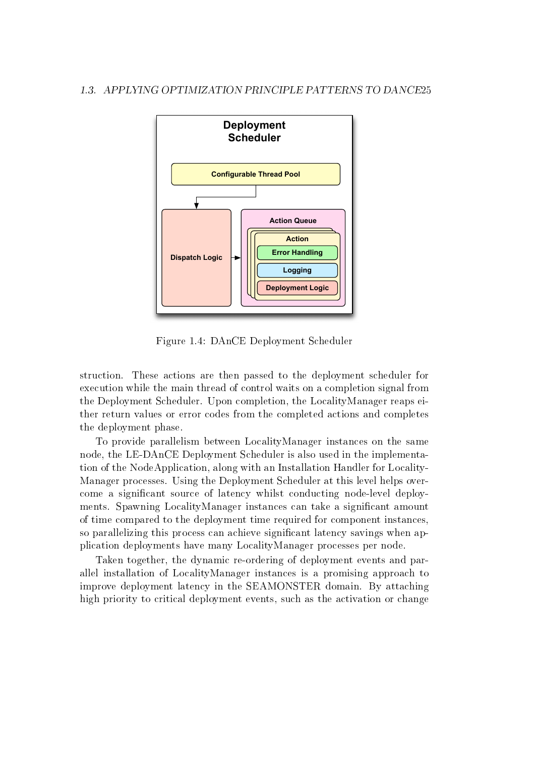Figure 1.4: DAnCE Deployment Scheduler

struction. These actions are then passed to the deployment scheduler for execution while the main thread of control waits on a completion signal from the Deployment Scheduler. Upon completion, the LocalityManager reaps either return values or error codes from the completed actions and completes the deployment phase.

To provide parallelism between LocalityManager instances on the same node, the LE-DAnCE Deployment Scheduler is also used in the implementation of the NodeApplication, along with an Installation Handler for LocalityManager processes. Using the Deployment Scheduler at this level helps overcome a significant source of latency whilst conducting node-level deployments. Spawning LocalityManager instances can take a significant amount of time compared to the deployment time required for component instances, so parallelizing this process can achieve significant latency savings when application deployments have many LocalityManager processes per node.

Taken together, the dynamic re-ordering of deployment events and parallel installation of LocalityManager instances is a promising approach to improve deployment latency in the SEAMONSTER domain. By attaching high priority to critical deployment events, such as the activation or change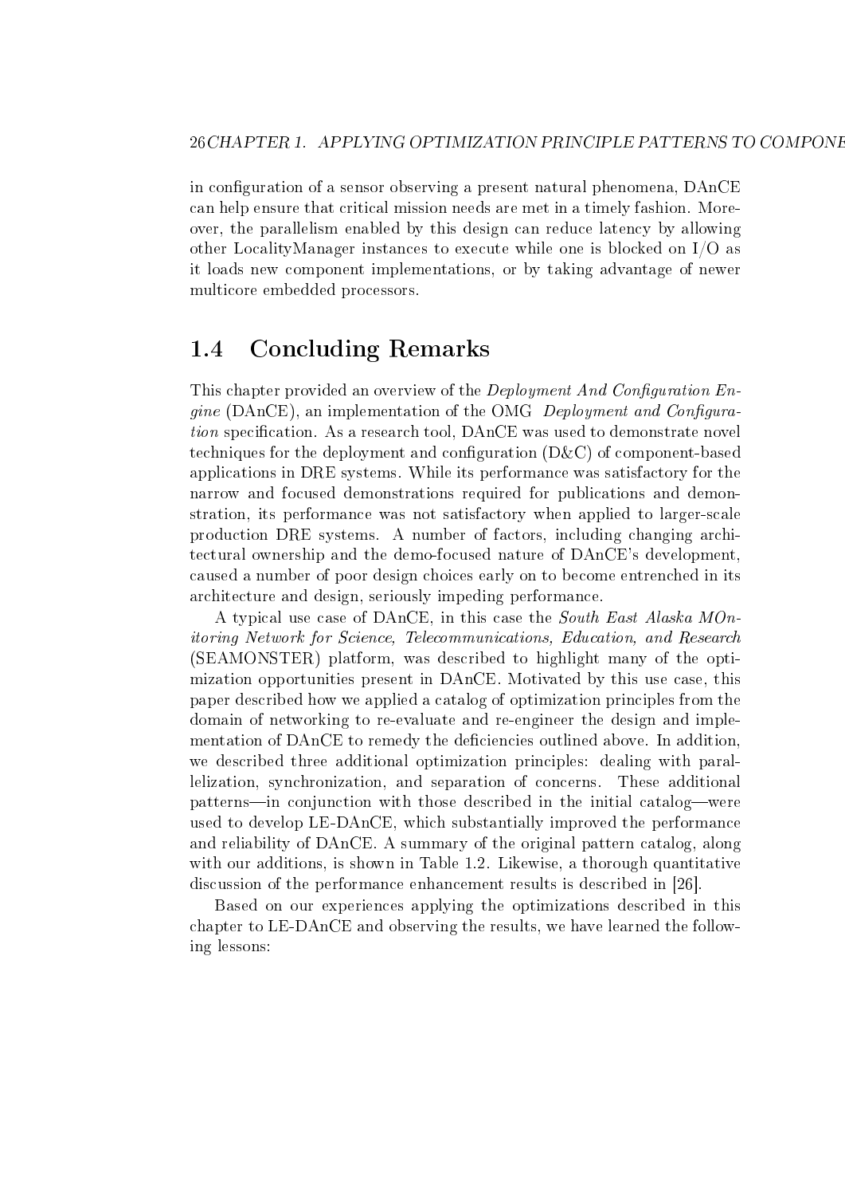in configuration of a sensor observing a present natural phenomena, DAnCE can help ensure that critical mission needs are met in a timely fashion. Moreover, the parallelism enabled by this design can reduce latency by allowing other LocalityManager instances to execute while one is blocked on I/O as it loads new component implementations, or by taking advantage of newer multicore embedded processors.

## 1.4 Concluding Remarks

This chapter provided an overview of the *Deployment And Configuration Engine* (DAnCE), an implementation of the OMG *Deployment and Configuration* specification. As a research tool, DAnCE was used to demonstrate novel techniques for the deployment and configuration (D&C) of component-based applications in DRE systems. While its performance was satisfactory for the narrow and focused demonstrations required for publications and demonstration, its performance was not satisfactory when applied to larger-scale production DRE systems. A number of factors, including changing architectural ownership and the demo-focused nature of DAnCE's development, caused a number of poor design choices early on to become entrenched in its architecture and design, seriously impeding performance.

A typical use case of DAnCE, in this case the *South East Alaska MOnitoring Network for Science, Telecommunications, Education, and Research* (SEAMONSTER) platform, was described to highlight many of the optimization opportunities present in DAnCE. Motivated by this use case, this paper described how we applied a catalog of optimization principles from the domain of networking to re-evaluate and re-engineer the design and implementation of DAnCE to remedy the deficiencies outlined above. In addition, we described three additional optimization principles: dealing with parallelization, synchronization, and separation of concerns. These additional patterns—in conjunction with those described in the initial catalog—were used to develop LE-DAnCE, which substantially improved the performance and reliability of DAnCE. A summary of the original pattern catalog, along with our additions, is shown in Table 1.2. Likewise, a thorough quantitative discussion of the performance enhancement results is described in [26].

Based on our experiences applying the optimizations described in this chapter to LE-DAnCE and observing the results, we have learned the following lessons: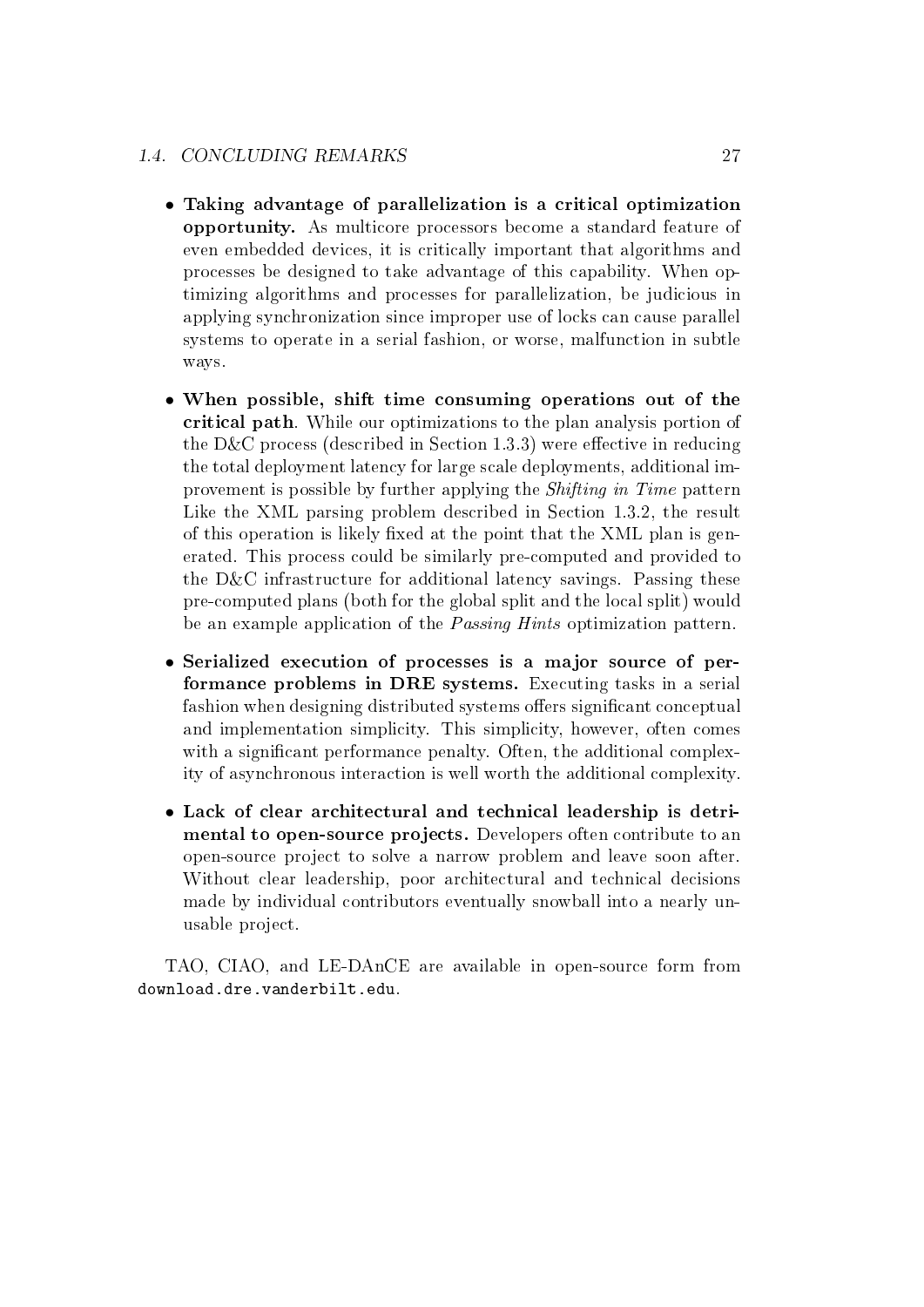- **Taking advantage of parallelization is a critical optimization opportunity.** As multicore processors become a standard feature of even embedded devices, it is critically important that algorithms and processes be designed to take advantage of this capability. When optimizing algorithms and processes for parallelization, be judicious in applying synchronization since improper use of locks can cause parallel systems to operate in a serial fashion, or worse, malfunction in subtle ways.

- **When possible, shift time consuming operations out of the critical path**. While our optimizations to the plan analysis portion of the D&C process (described in Section 1.3.3) were effective in reducing the total deployment latency for large scale deployments, additional improvement is possible by further applying the *Shifting in Time* pattern Like the XML parsing problem described in Section 1.3.2, the result of this operation is likely fixed at the point that the XML plan is generated. This process could be similarly pre-computed and provided to the D&C infrastructure for additional latency savings. Passing these pre-computed plans (both for the global split and the local split) would be an example application of the *Passing Hints* optimization pattern.

- **Serialized execution of processes is a major source of performance problems in DRE systems.** Executing tasks in a serial fashion when designing distributed systems offers significant conceptual and implementation simplicity. This simplicity, however, often comes with a significant performance penalty. Often, the additional complexity of asynchronous interaction is well worth the additional complexity.

- **Lack of clear architectural and technical leadership is detrimental to open-source projects.** Developers often contribute to an open-source project to solve a narrow problem and leave soon after. Without clear leadership, poor architectural and technical decisions made by individual contributors eventually snowball into a nearly unusable project.

TAO, CIAO, and LE-DAnCE are available in open-source form from `download.dre.vanderbilt.edu`.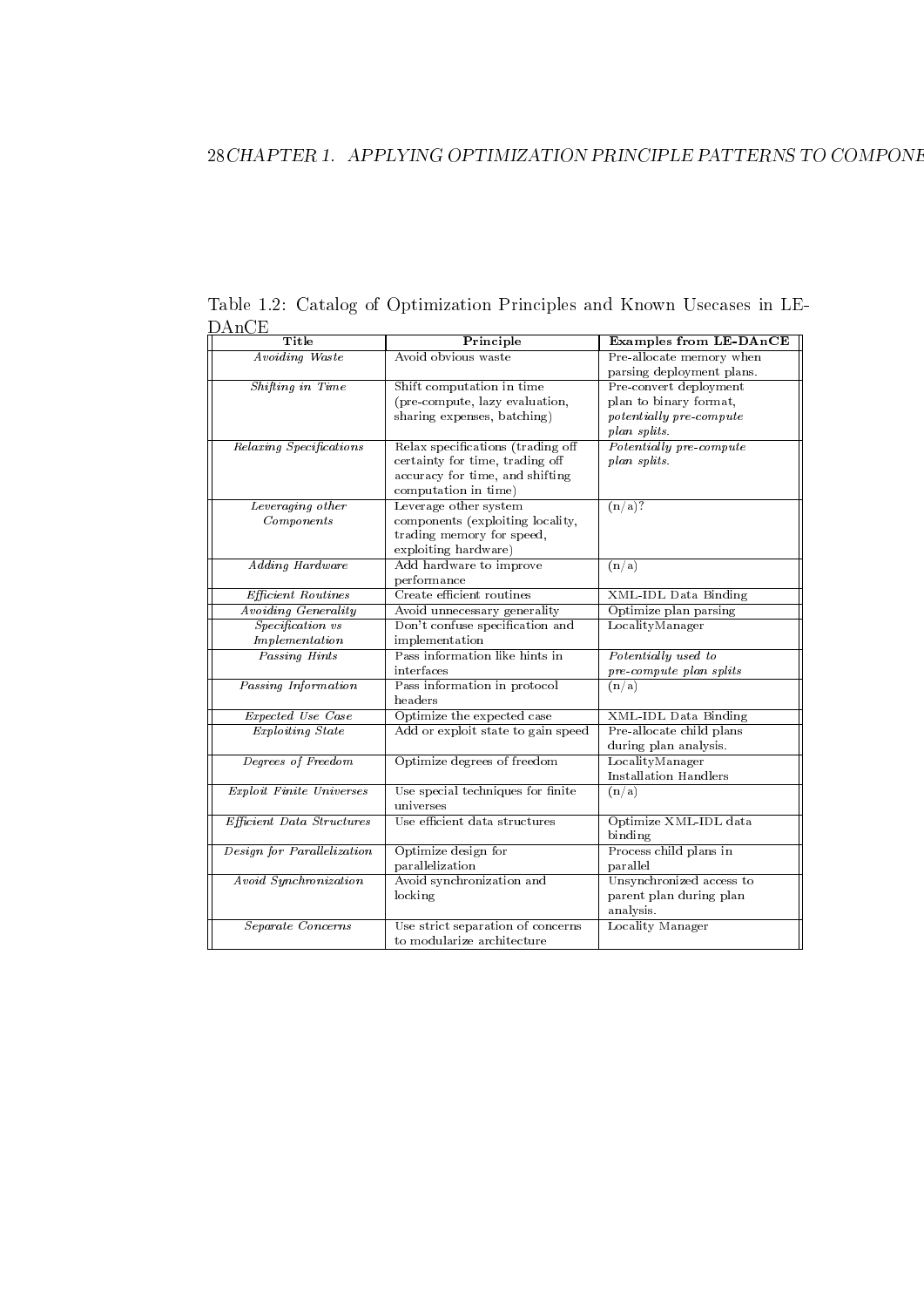Table 1.2: Catalog of Optimization Principles and Known Usecases in LE-DAnCE

| Title | Principle | Examples from LE-DAnCE |
|---|---|---|
| *Avoiding Waste* | Avoid obvious waste | Pre-allocate memory when parsing deployment plans. |
| *Shifting in Time* | Shift computation in time (pre-compute, lazy evaluation, sharing expenses, batching) | Pre-convert deployment plan to binary format, *potentially pre-compute plan splits.* |
| *Relaxing Specifications* | Relax specifications (trading off certainty for time, trading off accuracy for time, and shifting computation in time) | *Potentially pre-compute plan splits.* |
| *Leveraging other Components* | Leverage other system components (exploiting locality, trading memory for speed, exploiting hardware) | (n/a)? |
| *Adding Hardware* | Add hardware to improve performance | (n/a) |
| *Efficient Routines* | Create efficient routines | XML-IDL Data Binding |
| *Avoiding Generality* | Avoid unnecessary generality | Optimize plan parsing |
| *Specification vs Implementation* | Don't confuse specification and implementation | LocalityManager |
| *Passing Hints* | Pass information like hints in interfaces | *Potentially used to pre-compute plan splits* |
| *Passing Information* | Pass information in protocol headers | (n/a) |
| *Expected Use Case* | Optimize the expected case | XML-IDL Data Binding |
| *Exploiting State* | Add or exploit state to gain speed | Pre-allocate child plans during plan analysis. |
| *Degrees of Freedom* | Optimize degrees of freedom | LocalityManager Installation Handlers |
| *Exploit Finite Universes* | Use special techniques for finite universes | (n/a) |
| *Efficient Data Structures* | Use efficient data structures | Optimize XML-IDL data binding |
| *Design for Parallelization* | Optimize design for parallelization | Process child plans in parallel |
| *Avoid Synchronization* | Avoid synchronization and locking | Unsynchronized access to parent plan during plan analysis. |
| *Separate Concerns* | Use strict separation of concerns to modularize architecture | Locality Manager |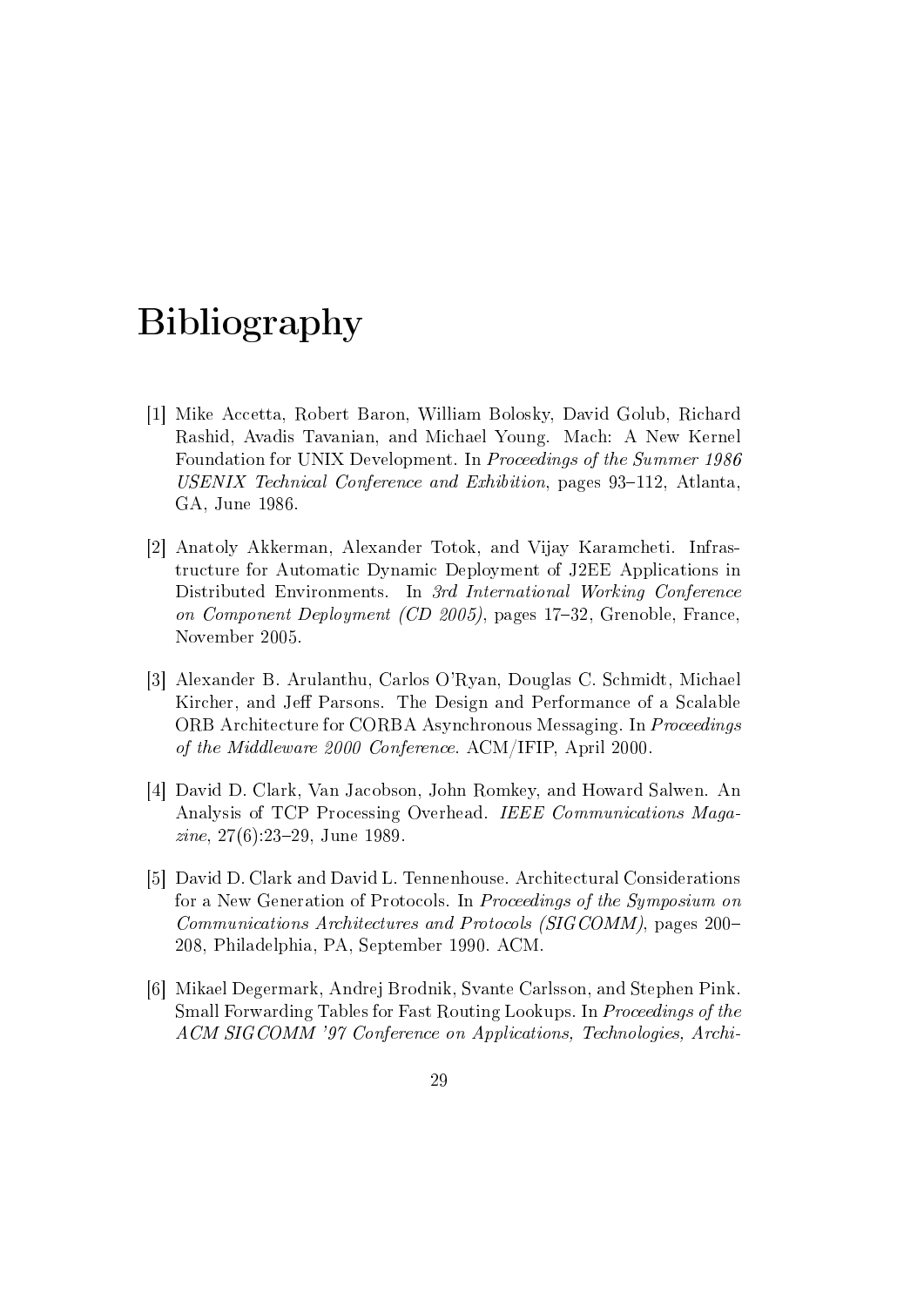# Bibliography

[1] Mike Accetta, Robert Baron, William Bolosky, David Golub, Richard Rashid, Avadis Tavanian, and Michael Young. Mach: A New Kernel Foundation for UNIX Development. In *Proceedings of the Summer 1986 USENIX Technical Conference and Exhibition*, pages 93–112, Atlanta, GA, June 1986.

[2] Anatoly Akkerman, Alexander Totok, and Vijay Karamcheti. Infrastructure for Automatic Dynamic Deployment of J2EE Applications in Distributed Environments. In *3rd International Working Conference on Component Deployment (CD 2005)*, pages 17–32, Grenoble, France, November 2005.

[3] Alexander B. Arulanthu, Carlos O'Ryan, Douglas C. Schmidt, Michael Kircher, and Jeff Parsons. The Design and Performance of a Scalable ORB Architecture for CORBA Asynchronous Messaging. In *Proceedings of the Middleware 2000 Conference*. ACM/IFIP, April 2000.

[4] David D. Clark, Van Jacobson, John Romkey, and Howard Salwen. An Analysis of TCP Processing Overhead. *IEEE Communications Magazine*, 27(6):23–29, June 1989.

[5] David D. Clark and David L. Tennenhouse. Architectural Considerations for a New Generation of Protocols. In *Proceedings of the Symposium on Communications Architectures and Protocols (SIGCOMM)*, pages 200–208, Philadelphia, PA, September 1990. ACM.

[6] Mikael Degermark, Andrej Brodnik, Svante Carlsson, and Stephen Pink. Small Forwarding Tables for Fast Routing Lookups. In *Proceedings of the ACM SIGCOMM '97 Conference on Applications, Technologies, Archi-*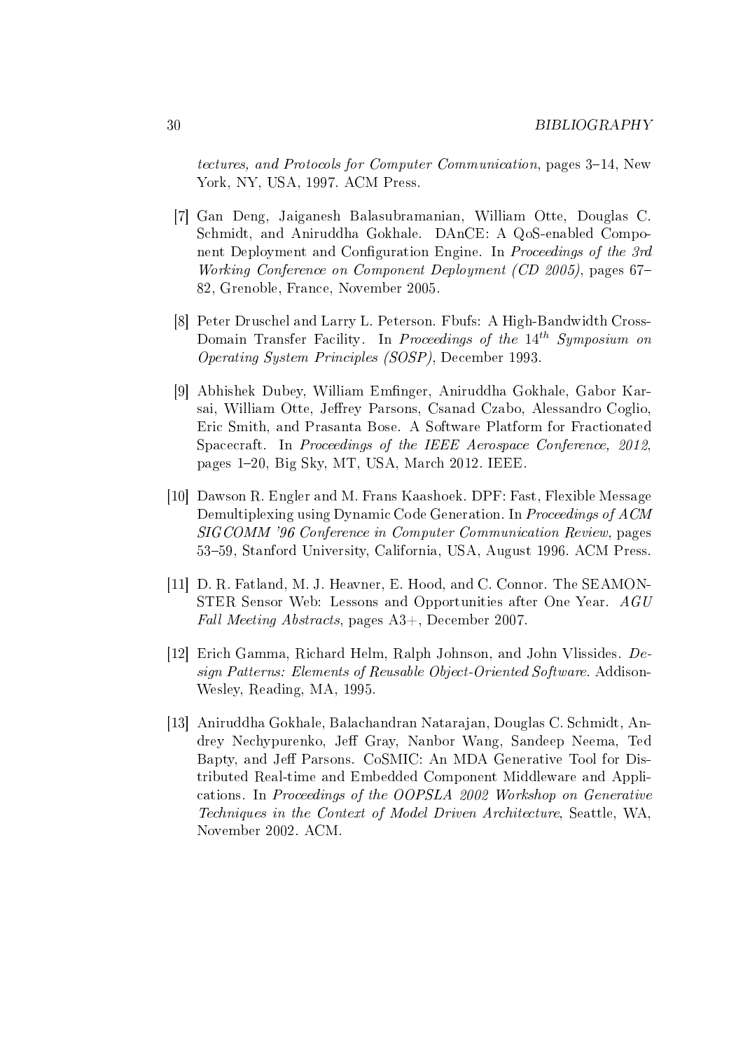*tectures, and Protocols for Computer Communication*, pages 3–14, New York, NY, USA, 1997. ACM Press.

[7] Gan Deng, Jaiganesh Balasubramanian, William Otte, Douglas C. Schmidt, and Aniruddha Gokhale. DAnCE: A QoS-enabled Component Deployment and Configuration Engine. In *Proceedings of the 3rd Working Conference on Component Deployment (CD 2005)*, pages 67–82, Grenoble, France, November 2005.

[8] Peter Druschel and Larry L. Peterson. Fbufs: A High-Bandwidth Cross-Domain Transfer Facility. In *Proceedings of the* $14^{th}$ *Symposium on Operating System Principles (SOSP)*, December 1993.

[9] Abhishek Dubey, William Emfinger, Aniruddha Gokhale, Gabor Karsai, William Otte, Jeffrey Parsons, Csanad Czabo, Alessandro Coglio, Eric Smith, and Prasanta Bose. A Software Platform for Fractionated Spacecraft. In *Proceedings of the IEEE Aerospace Conference, 2012*, pages 1–20, Big Sky, MT, USA, March 2012. IEEE.

[10] Dawson R. Engler and M. Frans Kaashoek. DPF: Fast, Flexible Message Demultiplexing using Dynamic Code Generation. In *Proceedings of ACM SIGCOMM '96 Conference in Computer Communication Review*, pages 53–59, Stanford University, California, USA, August 1996. ACM Press.

[11] D. R. Fatland, M. J. Heavner, E. Hood, and C. Connor. The SEAMONSTER Sensor Web: Lessons and Opportunities after One Year. *AGU Fall Meeting Abstracts*, pages A3+, December 2007.

[12] Erich Gamma, Richard Helm, Ralph Johnson, and John Vlissides. *Design Patterns: Elements of Reusable Object-Oriented Software*. Addison-Wesley, Reading, MA, 1995.

[13] Aniruddha Gokhale, Balachandran Natarajan, Douglas C. Schmidt, Andrey Nechypurenko, Jeff Gray, Nanbor Wang, Sandeep Neema, Ted Bapty, and Jeff Parsons. CoSMIC: An MDA Generative Tool for Distributed Real-time and Embedded Component Middleware and Applications. In *Proceedings of the OOPSLA 2002 Workshop on Generative Techniques in the Context of Model Driven Architecture*, Seattle, WA, November 2002. ACM.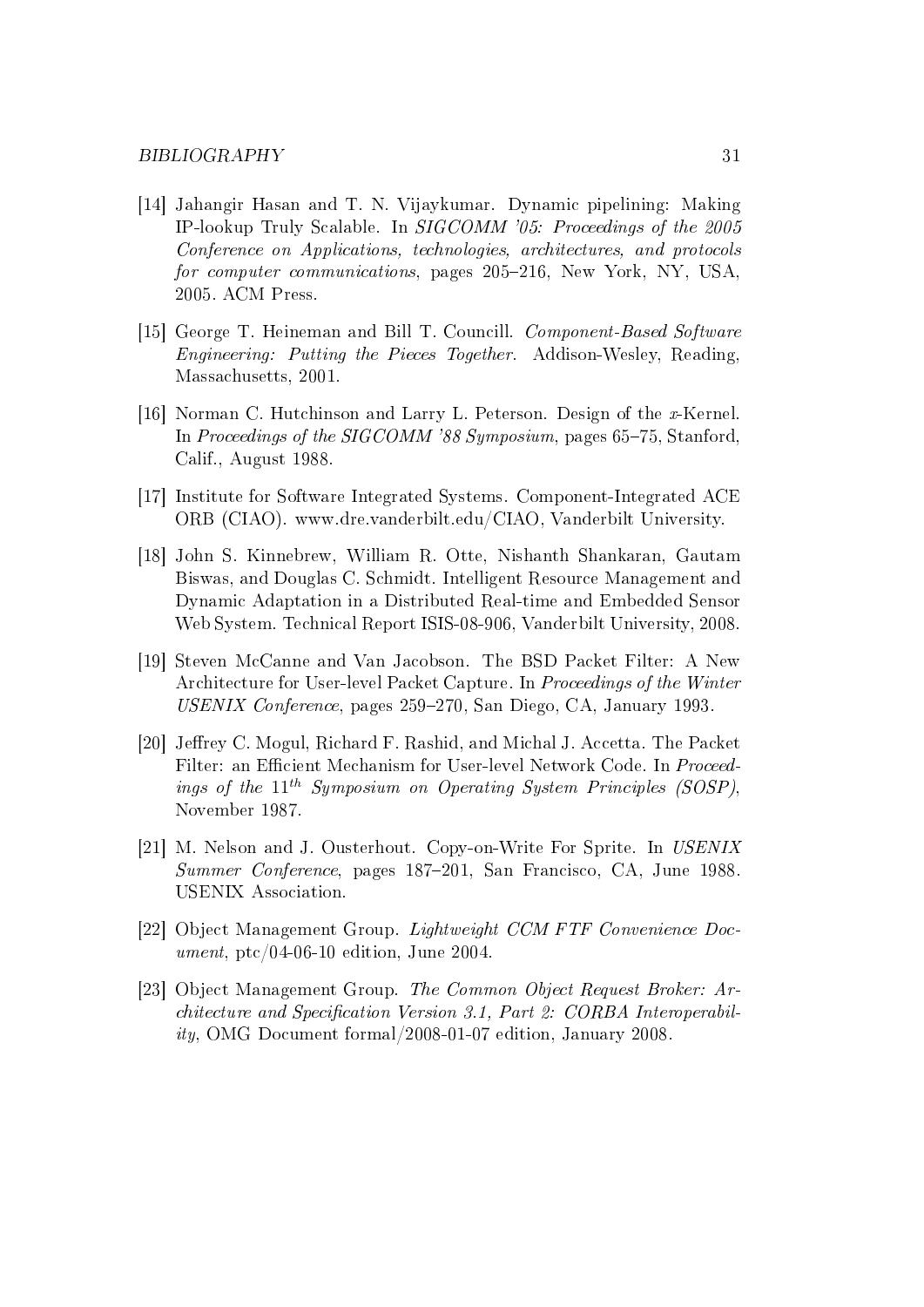[14] Jahangir Hasan and T. N. Vijaykumar. Dynamic pipelining: Making IP-lookup Truly Scalable. In *SIGCOMM '05: Proceedings of the 2005 Conference on Applications, technologies, architectures, and protocols for computer communications*, pages 205–216, New York, NY, USA, 2005. ACM Press.

[15] George T. Heineman and Bill T. Councill. *Component-Based Software Engineering: Putting the Pieces Together*. Addison-Wesley, Reading, Massachusetts, 2001.

[16] Norman C. Hutchinson and Larry L. Peterson. Design of the *x*-Kernel. In *Proceedings of the SIGCOMM '88 Symposium*, pages 65–75, Stanford, Calif., August 1988.

[17] Institute for Software Integrated Systems. Component-Integrated ACE ORB (CIAO). www.dre.vanderbilt.edu/CIAO, Vanderbilt University.

[18] John S. Kinnebrew, William R. Otte, Nishanth Shankaran, Gautam Biswas, and Douglas C. Schmidt. Intelligent Resource Management and Dynamic Adaptation in a Distributed Real-time and Embedded Sensor Web System. Technical Report ISIS-08-906, Vanderbilt University, 2008.

[19] Steven McCanne and Van Jacobson. The BSD Packet Filter: A New Architecture for User-level Packet Capture. In *Proceedings of the Winter USENIX Conference*, pages 259–270, San Diego, CA, January 1993.

[20] Jeffrey C. Mogul, Richard F. Rashid, and Michal J. Accetta. The Packet Filter: an Efficient Mechanism for User-level Network Code. In *Proceedings of the $11^{th}$ Symposium on Operating System Principles (SOSP)*, November 1987.

[21] M. Nelson and J. Ousterhout. Copy-on-Write For Sprite. In *USENIX Summer Conference*, pages 187–201, San Francisco, CA, June 1988. USENIX Association.

[22] Object Management Group. *Lightweight CCM FTF Convenience Document*, ptc/04-06-10 edition, June 2004.

[23] Object Management Group. *The Common Object Request Broker: Architecture and Specification Version 3.1, Part 2: CORBA Interoperability*, OMG Document formal/2008-01-07 edition, January 2008.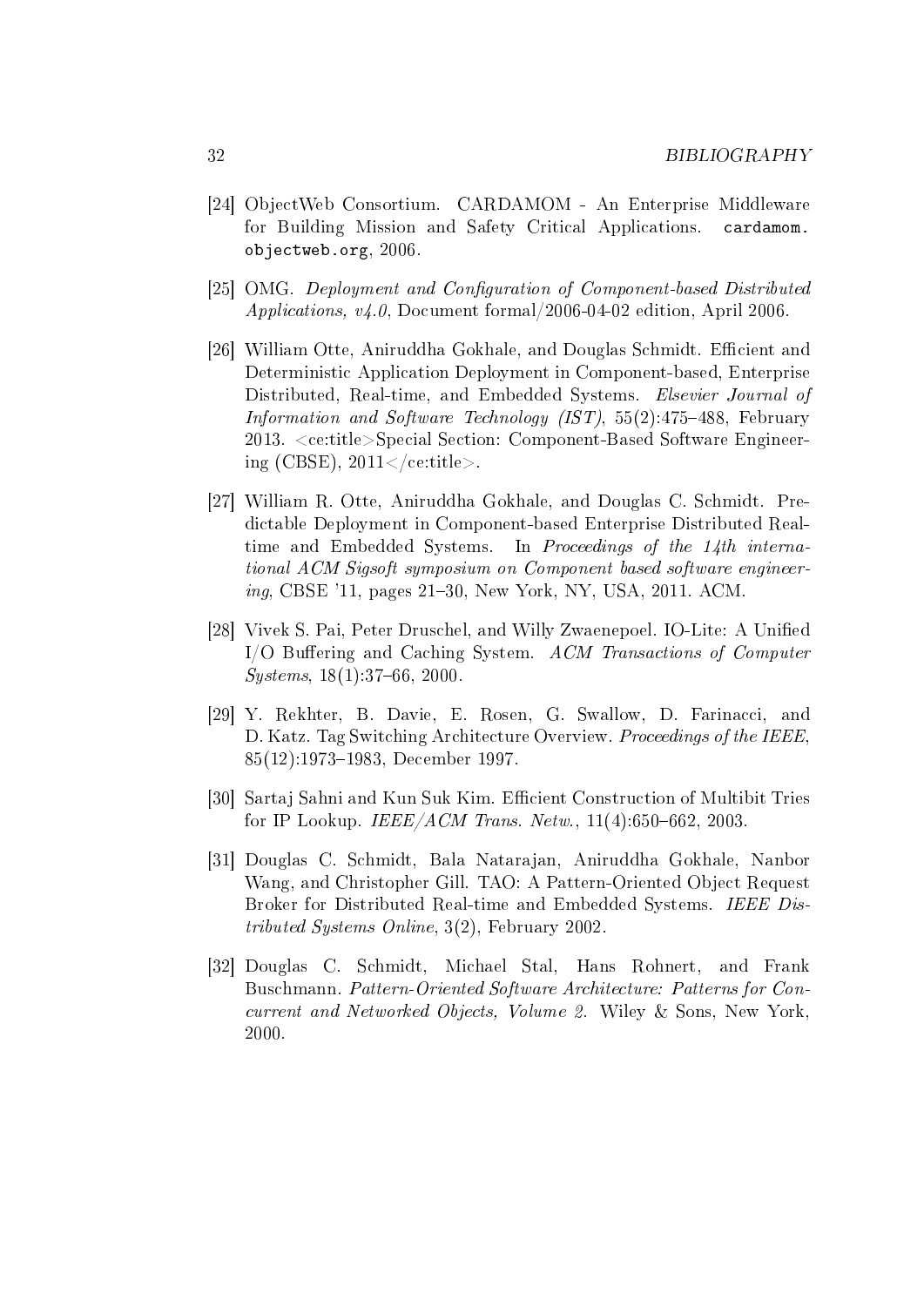[24] ObjectWeb Consortium. CARDAMOM - An Enterprise Middleware for Building Mission and Safety Critical Applications. `cardamom.objectweb.org`, 2006.

[25] OMG. *Deployment and Configuration of Component-based Distributed Applications, v4.0*, Document formal/2006-04-02 edition, April 2006.

[26] William Otte, Aniruddha Gokhale, and Douglas Schmidt. Efficient and Deterministic Application Deployment in Component-based, Enterprise Distributed, Real-time, and Embedded Systems. *Elsevier Journal of Information and Software Technology (IST)*, 55(2):475–488, February 2013. <ce:title>Special Section: Component-Based Software Engineering (CBSE), 2011</ce:title>.

[27] William R. Otte, Aniruddha Gokhale, and Douglas C. Schmidt. Predictable Deployment in Component-based Enterprise Distributed Real-time and Embedded Systems. In *Proceedings of the 14th international ACM Sigsoft symposium on Component based software engineering*, CBSE '11, pages 21–30, New York, NY, USA, 2011. ACM.

[28] Vivek S. Pai, Peter Druschel, and Willy Zwaenepoel. IO-Lite: A Unified I/O Buffering and Caching System. *ACM Transactions of Computer Systems*, 18(1):37–66, 2000.

[29] Y. Rekhter, B. Davie, E. Rosen, G. Swallow, D. Farinacci, and D. Katz. Tag Switching Architecture Overview. *Proceedings of the IEEE*, 85(12):1973–1983, December 1997.

[30] Sartaj Sahni and Kun Suk Kim. Efficient Construction of Multibit Tries for IP Lookup. *IEEE/ACM Trans. Netw.*, 11(4):650–662, 2003.

[31] Douglas C. Schmidt, Bala Natarajan, Aniruddha Gokhale, Nanbor Wang, and Christopher Gill. TAO: A Pattern-Oriented Object Request Broker for Distributed Real-time and Embedded Systems. *IEEE Distributed Systems Online*, 3(2), February 2002.

[32] Douglas C. Schmidt, Michael Stal, Hans Rohnert, and Frank Buschmann. *Pattern-Oriented Software Architecture: Patterns for Concurrent and Networked Objects, Volume 2*. Wiley & Sons, New York, 2000.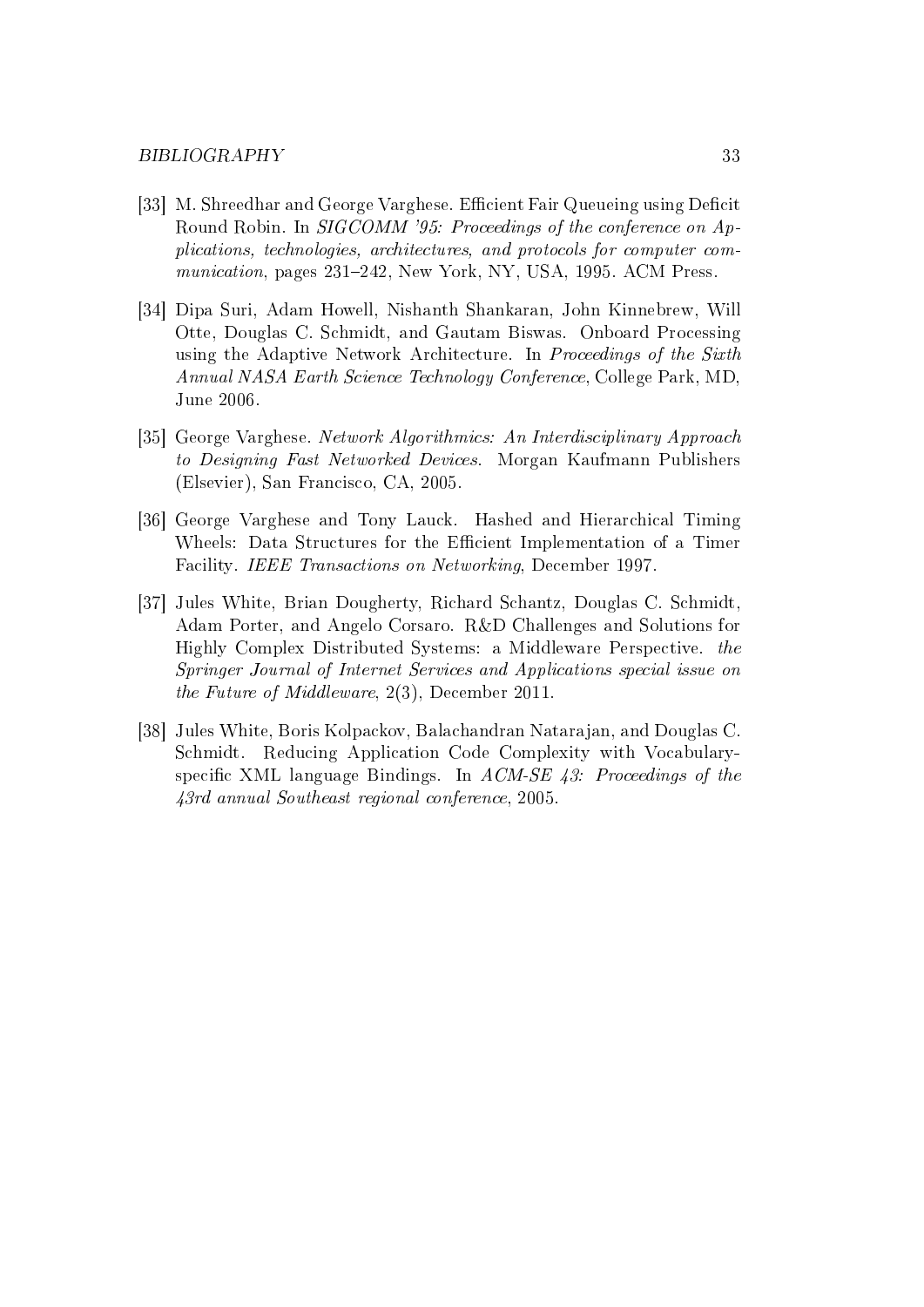[33] M. Shreedhar and George Varghese. Efficient Fair Queueing using Deficit Round Robin. In *SIGCOMM '95: Proceedings of the conference on Applications, technologies, architectures, and protocols for computer communication*, pages 231–242, New York, NY, USA, 1995. ACM Press.

[34] Dipa Suri, Adam Howell, Nishanth Shankaran, John Kinnebrew, Will Otte, Douglas C. Schmidt, and Gautam Biswas. Onboard Processing using the Adaptive Network Architecture. In *Proceedings of the Sixth Annual NASA Earth Science Technology Conference*, College Park, MD, June 2006.

[35] George Varghese. *Network Algorithmics: An Interdisciplinary Approach to Designing Fast Networked Devices.* Morgan Kaufmann Publishers (Elsevier), San Francisco, CA, 2005.

[36] George Varghese and Tony Lauck. Hashed and Hierarchical Timing Wheels: Data Structures for the Efficient Implementation of a Timer Facility. *IEEE Transactions on Networking*, December 1997.

[37] Jules White, Brian Dougherty, Richard Schantz, Douglas C. Schmidt, Adam Porter, and Angelo Corsaro. R&D Challenges and Solutions for Highly Complex Distributed Systems: a Middleware Perspective. *the Springer Journal of Internet Services and Applications special issue on the Future of Middleware*, 2(3), December 2011.

[38] Jules White, Boris Kolpackov, Balachandran Natarajan, and Douglas C. Schmidt. Reducing Application Code Complexity with Vocabulary-specific XML language Bindings. In *ACM-SE 43: Proceedings of the 43rd annual Southeast regional conference*, 2005.